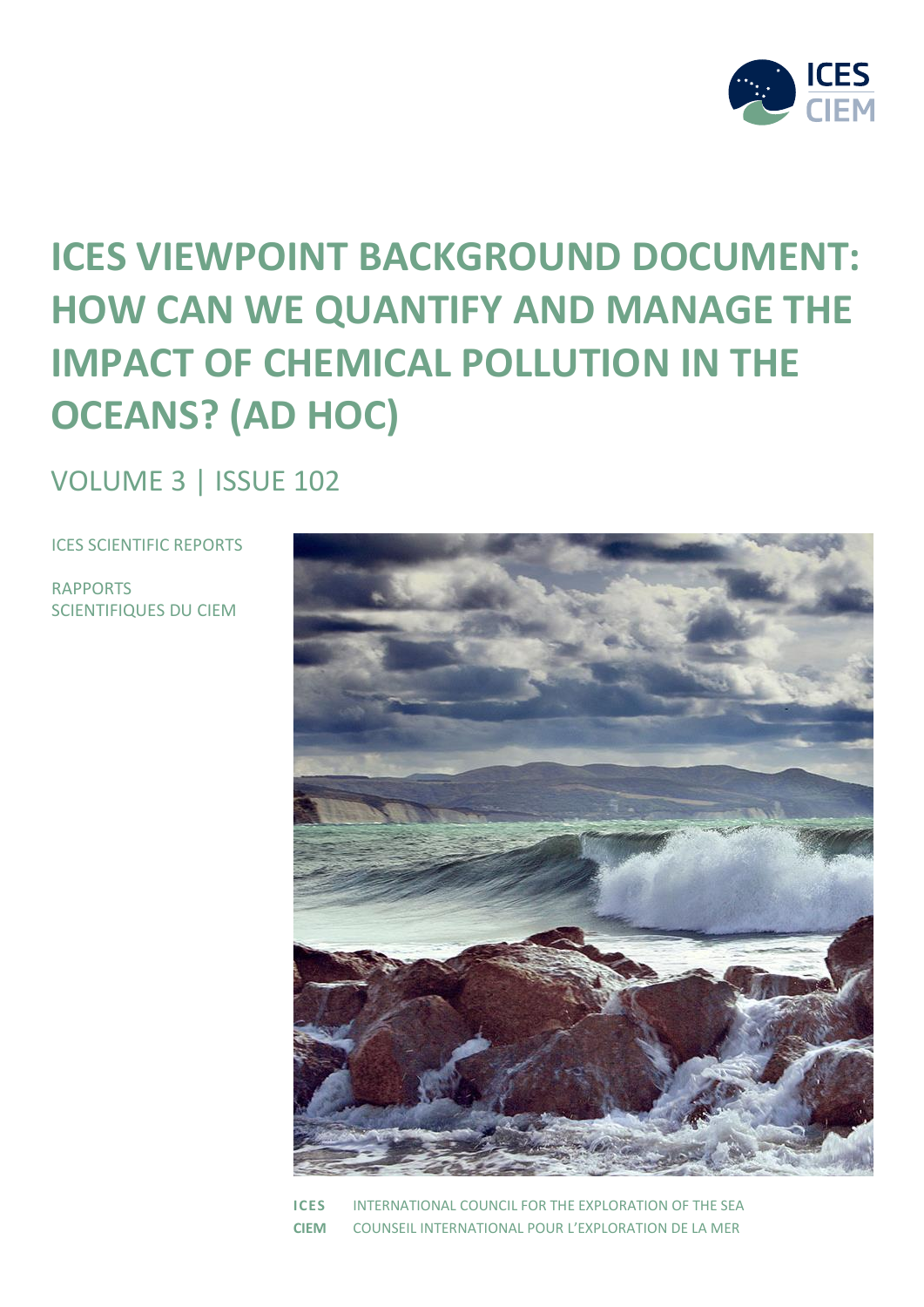ICES
CIEM

# ICES VIEWPOINT BACKGROUND DOCUMENT: HOW CAN WE QUANTIFY AND MANAGE THE IMPACT OF CHEMICAL POLLUTION IN THE OCEANS? (AD HOC)

VOLUME 3 | ISSUE 102

ICES SCIENTIFIC REPORTS

RAPPORTS SCIENTIFIQUES DU CIEM

**ICES** INTERNATIONAL COUNCIL FOR THE EXPLORATION OF THE SEA

**CIEM** COUNSEIL INTERNATIONAL POUR L'EXPLORATION DE LA MER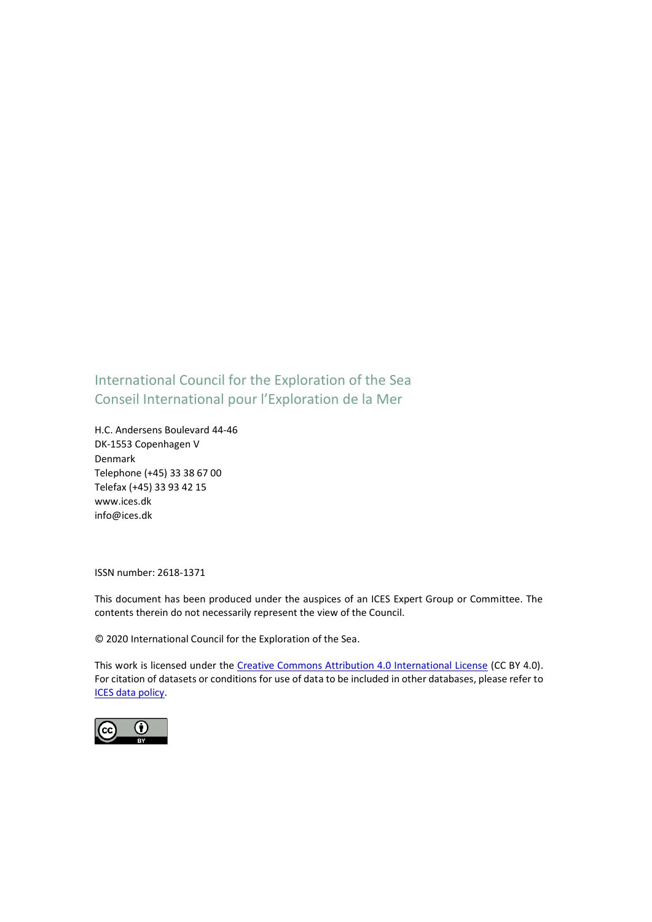International Council for the Exploration of the Sea
Conseil International pour l'Exploration de la Mer

H.C. Andersens Boulevard 44-46
DK-1553 Copenhagen V
Denmark
Telephone (+45) 33 38 67 00
Telefax (+45) 33 93 42 15
www.ices.dk
info@ices.dk

ISSN number: 2618-1371

This document has been produced under the auspices of an ICES Expert Group or Committee. The contents therein do not necessarily represent the view of the Council.

© 2020 International Council for the Exploration of the Sea.

This work is licensed under the Creative Commons Attribution 4.0 International License (CC BY 4.0). For citation of datasets or conditions for use of data to be included in other databases, please refer to ICES data policy.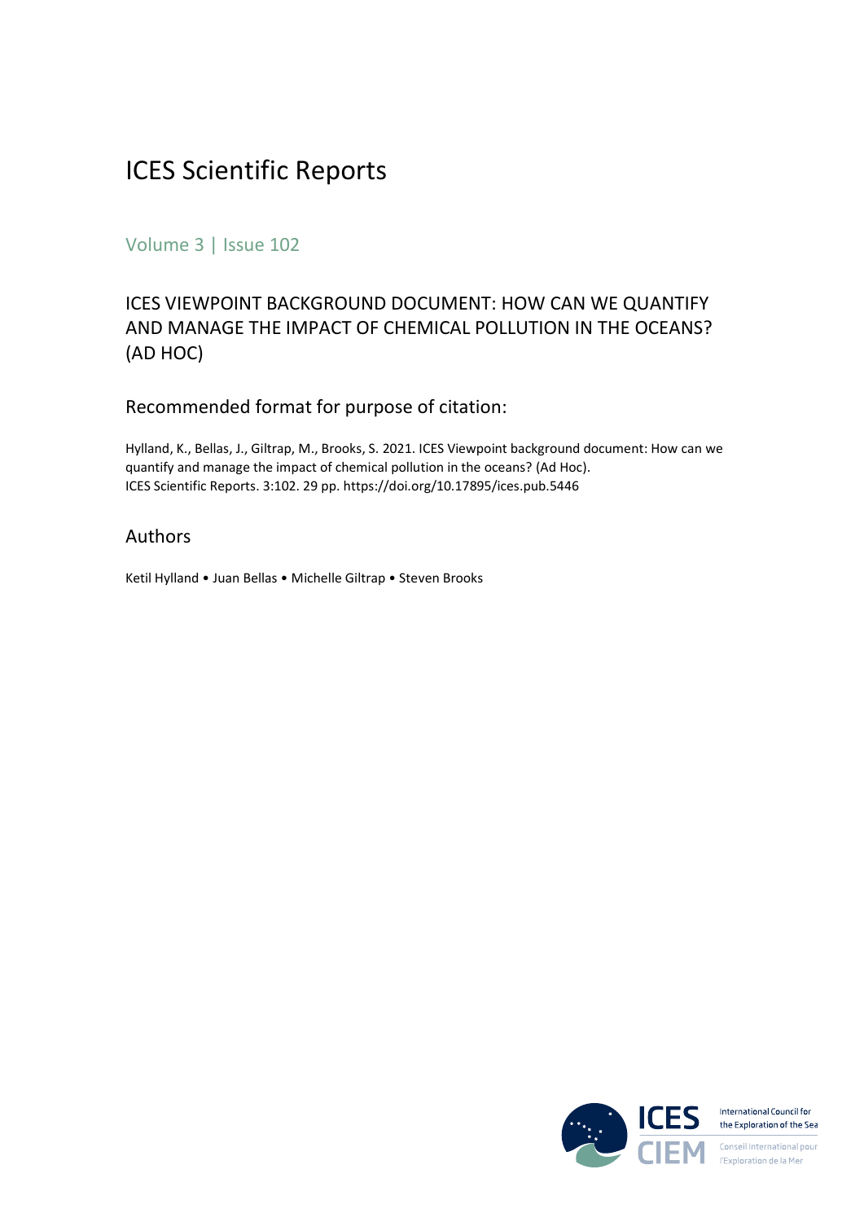# ICES Scientific Reports

Volume 3 | Issue 102

## ICES VIEWPOINT BACKGROUND DOCUMENT: HOW CAN WE QUANTIFY AND MANAGE THE IMPACT OF CHEMICAL POLLUTION IN THE OCEANS? (AD HOC)

### Recommended format for purpose of citation:

Hylland, K., Bellas, J., Giltrap, M., Brooks, S. 2021. ICES Viewpoint background document: How can we quantify and manage the impact of chemical pollution in the oceans? (Ad Hoc). ICES Scientific Reports. 3:102. 29 pp. https://doi.org/10.17895/ices.pub.5446

### Authors

Ketil Hylland • Juan Bellas • Michelle Giltrap • Steven Brooks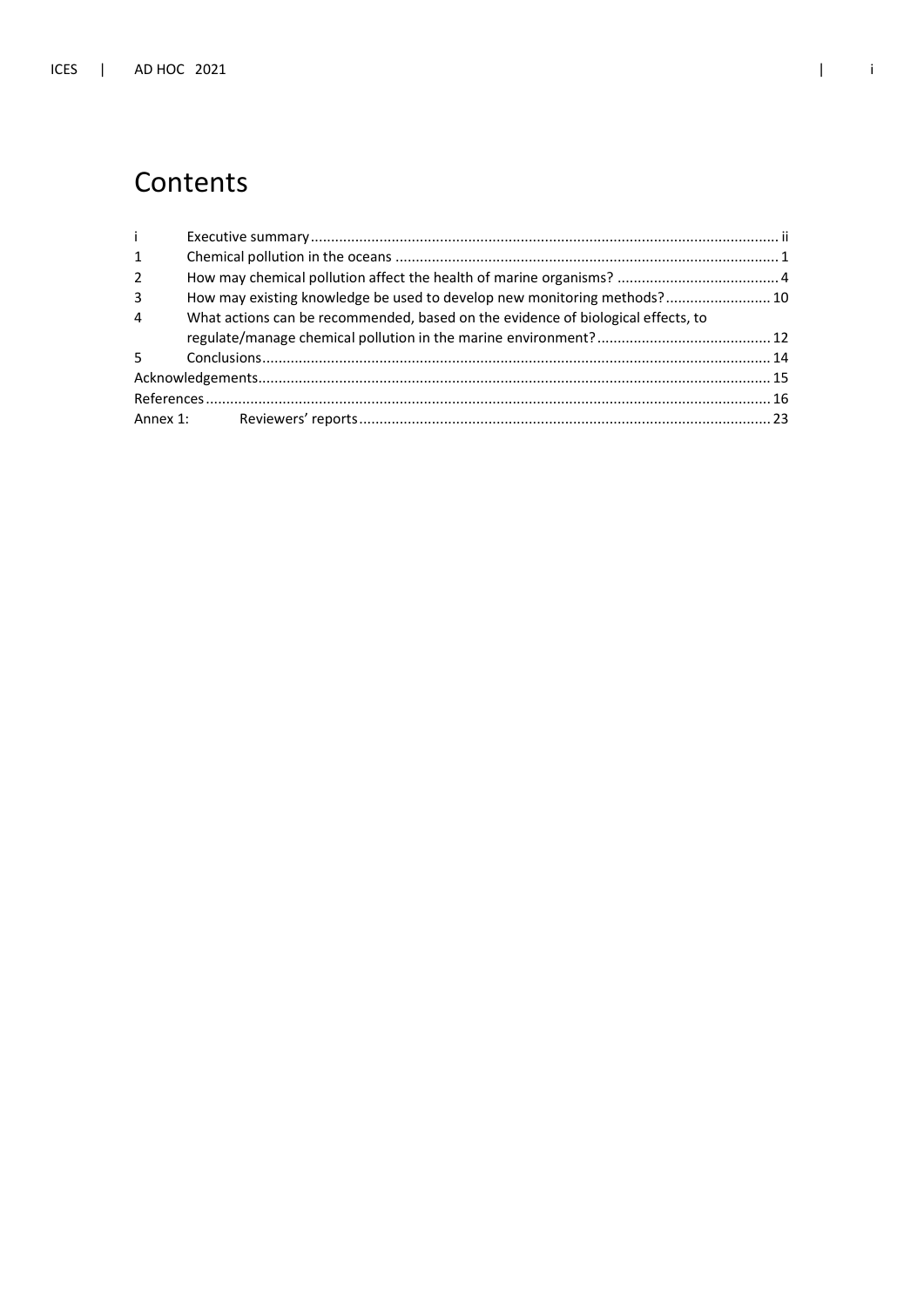# Contents

| | | |
|---|---|---|
| i | Executive summary | ii |
| 1 | Chemical pollution in the oceans | 1 |
| 2 | How may chemical pollution affect the health of marine organisms? | 4 |
| 3 | How may existing knowledge be used to develop new monitoring methods? | 10 |
| 4 | What actions can be recommended, based on the evidence of biological effects, to regulate/manage chemical pollution in the marine environment? | 12 |
| 5 | Conclusions | 14 |
| Acknowledgements | | 15 |
| References | | 16 |
| Annex 1: | Reviewers' reports | 23 |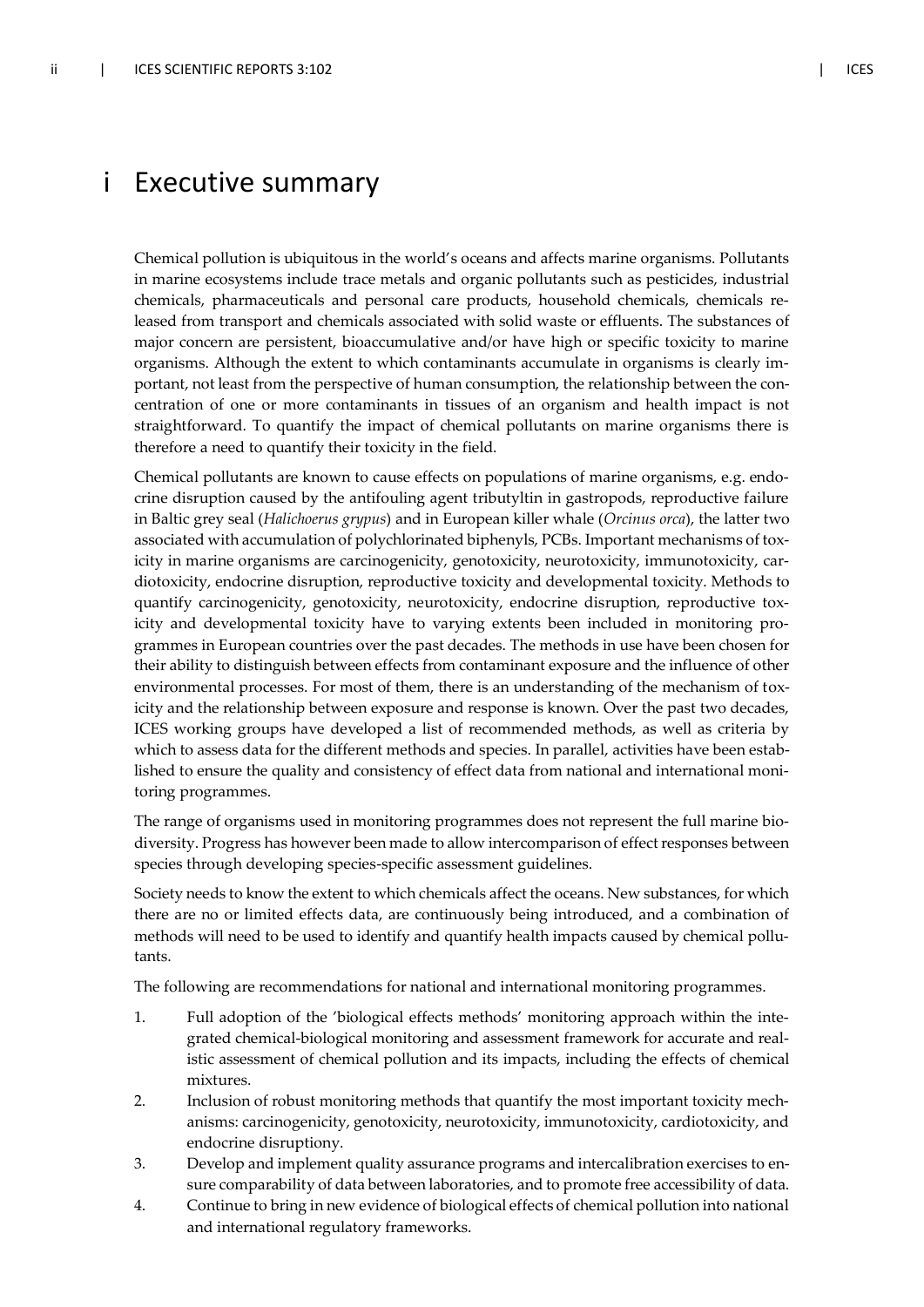# i Executive summary

Chemical pollution is ubiquitous in the world's oceans and affects marine organisms. Pollutants in marine ecosystems include trace metals and organic pollutants such as pesticides, industrial chemicals, pharmaceuticals and personal care products, household chemicals, chemicals released from transport and chemicals associated with solid waste or effluents. The substances of major concern are persistent, bioaccumulative and/or have high or specific toxicity to marine organisms. Although the extent to which contaminants accumulate in organisms is clearly important, not least from the perspective of human consumption, the relationship between the concentration of one or more contaminants in tissues of an organism and health impact is not straightforward. To quantify the impact of chemical pollutants on marine organisms there is therefore a need to quantify their toxicity in the field.

Chemical pollutants are known to cause effects on populations of marine organisms, e.g. endocrine disruption caused by the antifouling agent tributyltin in gastropods, reproductive failure in Baltic grey seal (*Halichoerus grypus*) and in European killer whale (*Orcinus orca*), the latter two associated with accumulation of polychlorinated biphenyls, PCBs. Important mechanisms of toxicity in marine organisms are carcinogenicity, genotoxicity, neurotoxicity, immunotoxicity, cardiotoxicity, endocrine disruption, reproductive toxicity and developmental toxicity. Methods to quantify carcinogenicity, genotoxicity, neurotoxicity, endocrine disruption, reproductive toxicity and developmental toxicity have to varying extents been included in monitoring programmes in European countries over the past decades. The methods in use have been chosen for their ability to distinguish between effects from contaminant exposure and the influence of other environmental processes. For most of them, there is an understanding of the mechanism of toxicity and the relationship between exposure and response is known. Over the past two decades, ICES working groups have developed a list of recommended methods, as well as criteria by which to assess data for the different methods and species. In parallel, activities have been established to ensure the quality and consistency of effect data from national and international monitoring programmes.

The range of organisms used in monitoring programmes does not represent the full marine biodiversity. Progress has however been made to allow intercomparison of effect responses between species through developing species-specific assessment guidelines.

Society needs to know the extent to which chemicals affect the oceans. New substances, for which there are no or limited effects data, are continuously being introduced, and a combination of methods will need to be used to identify and quantify health impacts caused by chemical pollutants.

The following are recommendations for national and international monitoring programmes.

1. Full adoption of the 'biological effects methods' monitoring approach within the integrated chemical-biological monitoring and assessment framework for accurate and realistic assessment of chemical pollution and its impacts, including the effects of chemical mixtures.
2. Inclusion of robust monitoring methods that quantify the most important toxicity mechanisms: carcinogenicity, genotoxicity, neurotoxicity, immunotoxicity, cardiotoxicity, and endocrine disruptiony.
3. Develop and implement quality assurance programs and intercalibration exercises to ensure comparability of data between laboratories, and to promote free accessibility of data.
4. Continue to bring in new evidence of biological effects of chemical pollution into national and international regulatory frameworks.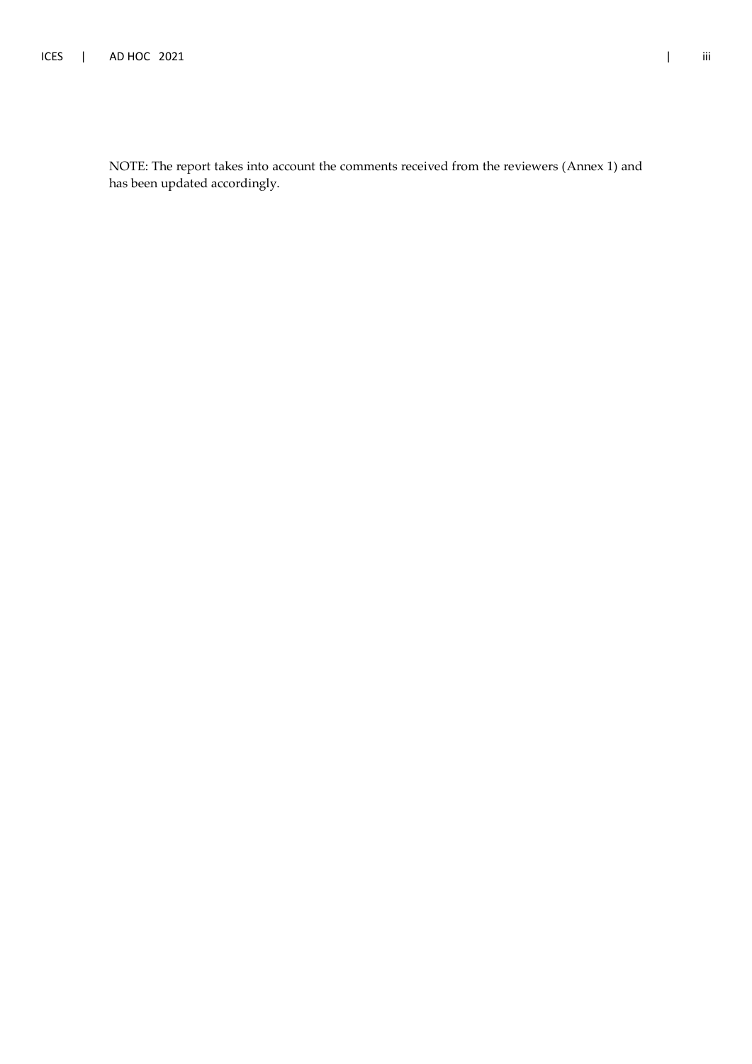NOTE: The report takes into account the comments received from the reviewers (Annex 1) and has been updated accordingly.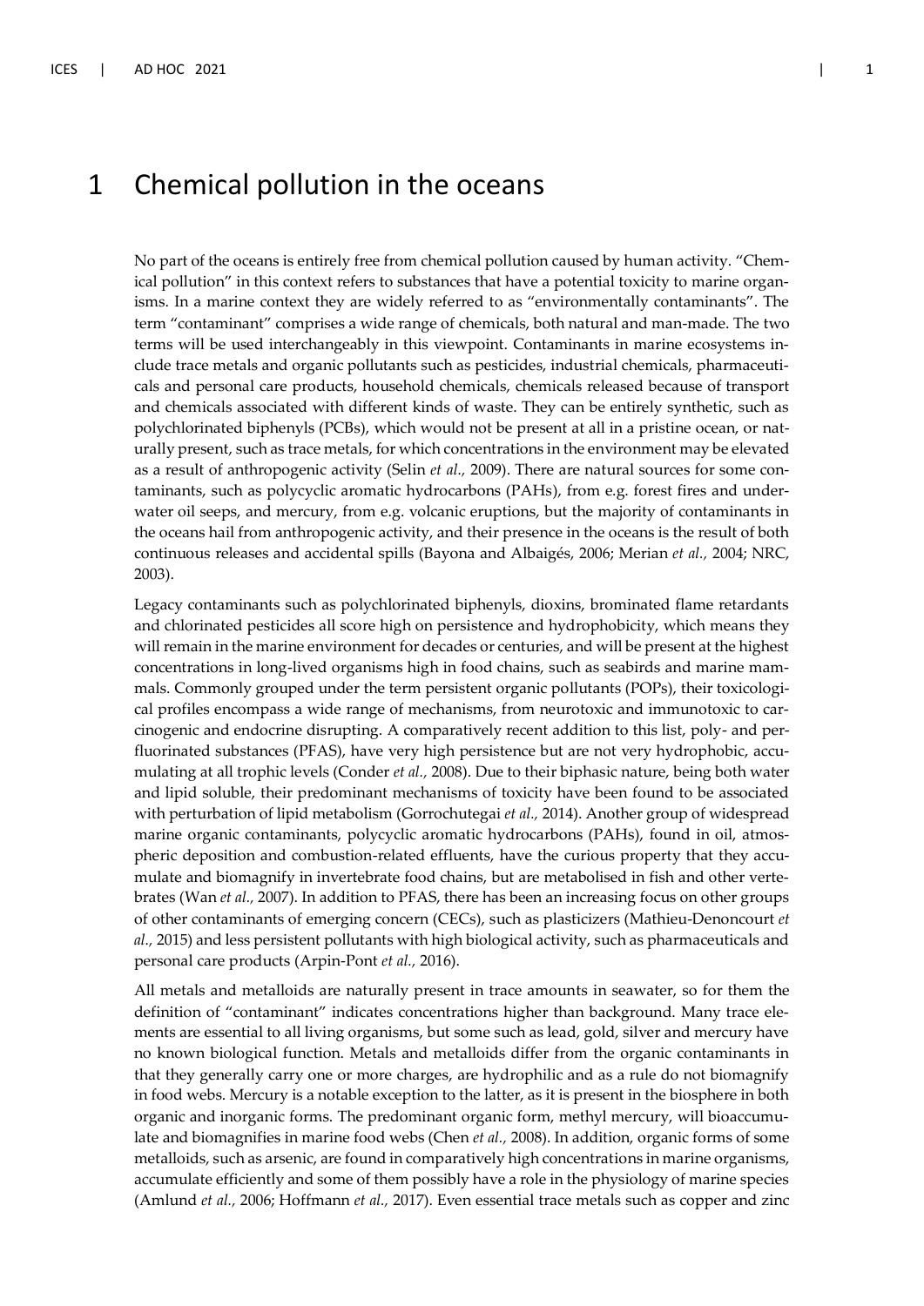# 1 Chemical pollution in the oceans

No part of the oceans is entirely free from chemical pollution caused by human activity. "Chemical pollution" in this context refers to substances that have a potential toxicity to marine organisms. In a marine context they are widely referred to as "environmentally contaminants". The term "contaminant" comprises a wide range of chemicals, both natural and man-made. The two terms will be used interchangeably in this viewpoint. Contaminants in marine ecosystems include trace metals and organic pollutants such as pesticides, industrial chemicals, pharmaceuticals and personal care products, household chemicals, chemicals released because of transport and chemicals associated with different kinds of waste. They can be entirely synthetic, such as polychlorinated biphenyls (PCBs), which would not be present at all in a pristine ocean, or naturally present, such as trace metals, for which concentrations in the environment may be elevated as a result of anthropogenic activity (Selin *et al.,* 2009). There are natural sources for some contaminants, such as polycyclic aromatic hydrocarbons (PAHs), from e.g. forest fires and underwater oil seeps, and mercury, from e.g. volcanic eruptions, but the majority of contaminants in the oceans hail from anthropogenic activity, and their presence in the oceans is the result of both continuous releases and accidental spills (Bayona and Albaigés, 2006; Merian *et al.,* 2004; NRC, 2003).

Legacy contaminants such as polychlorinated biphenyls, dioxins, brominated flame retardants and chlorinated pesticides all score high on persistence and hydrophobicity, which means they will remain in the marine environment for decades or centuries, and will be present at the highest concentrations in long-lived organisms high in food chains, such as seabirds and marine mammals. Commonly grouped under the term persistent organic pollutants (POPs), their toxicological profiles encompass a wide range of mechanisms, from neurotoxic and immunotoxic to carcinogenic and endocrine disrupting. A comparatively recent addition to this list, poly- and perfluorinated substances (PFAS), have very high persistence but are not very hydrophobic, accumulating at all trophic levels (Conder *et al.,* 2008). Due to their biphasic nature, being both water and lipid soluble, their predominant mechanisms of toxicity have been found to be associated with perturbation of lipid metabolism (Gorrochutegai *et al.,* 2014). Another group of widespread marine organic contaminants, polycyclic aromatic hydrocarbons (PAHs), found in oil, atmospheric deposition and combustion-related effluents, have the curious property that they accumulate and biomagnify in invertebrate food chains, but are metabolised in fish and other vertebrates (Wan *et al.,* 2007). In addition to PFAS, there has been an increasing focus on other groups of other contaminants of emerging concern (CECs), such as plasticizers (Mathieu-Denoncourt *et al.,* 2015) and less persistent pollutants with high biological activity, such as pharmaceuticals and personal care products (Arpin-Pont *et al.,* 2016).

All metals and metalloids are naturally present in trace amounts in seawater, so for them the definition of "contaminant" indicates concentrations higher than background. Many trace elements are essential to all living organisms, but some such as lead, gold, silver and mercury have no known biological function. Metals and metalloids differ from the organic contaminants in that they generally carry one or more charges, are hydrophilic and as a rule do not biomagnify in food webs. Mercury is a notable exception to the latter, as it is present in the biosphere in both organic and inorganic forms. The predominant organic form, methyl mercury, will bioaccumulate and biomagnifies in marine food webs (Chen *et al.,* 2008). In addition, organic forms of some metalloids, such as arsenic, are found in comparatively high concentrations in marine organisms, accumulate efficiently and some of them possibly have a role in the physiology of marine species (Amlund *et al.,* 2006; Hoffmann *et al.,* 2017). Even essential trace metals such as copper and zinc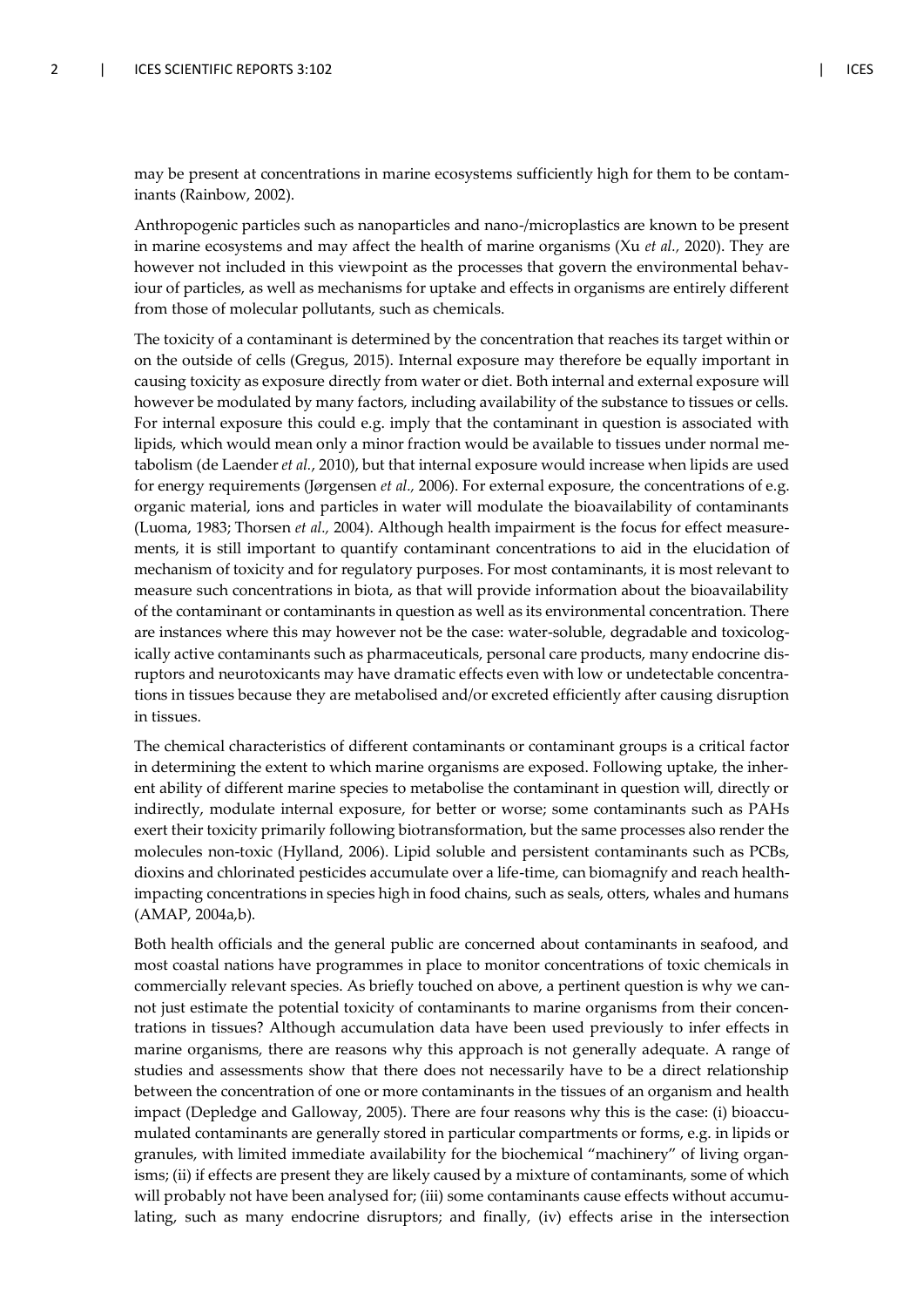may be present at concentrations in marine ecosystems sufficiently high for them to be contaminants (Rainbow, 2002).

Anthropogenic particles such as nanoparticles and nano-/microplastics are known to be present in marine ecosystems and may affect the health of marine organisms (Xu *et al.,* 2020). They are however not included in this viewpoint as the processes that govern the environmental behaviour of particles, as well as mechanisms for uptake and effects in organisms are entirely different from those of molecular pollutants, such as chemicals.

The toxicity of a contaminant is determined by the concentration that reaches its target within or on the outside of cells (Gregus, 2015). Internal exposure may therefore be equally important in causing toxicity as exposure directly from water or diet. Both internal and external exposure will however be modulated by many factors, including availability of the substance to tissues or cells. For internal exposure this could e.g. imply that the contaminant in question is associated with lipids, which would mean only a minor fraction would be available to tissues under normal metabolism (de Laender *et al.*, 2010), but that internal exposure would increase when lipids are used for energy requirements (Jørgensen *et al.,* 2006). For external exposure, the concentrations of e.g. organic material, ions and particles in water will modulate the bioavailability of contaminants (Luoma, 1983; Thorsen *et al.,* 2004). Although health impairment is the focus for effect measurements, it is still important to quantify contaminant concentrations to aid in the elucidation of mechanism of toxicity and for regulatory purposes. For most contaminants, it is most relevant to measure such concentrations in biota, as that will provide information about the bioavailability of the contaminant or contaminants in question as well as its environmental concentration. There are instances where this may however not be the case: water-soluble, degradable and toxicologically active contaminants such as pharmaceuticals, personal care products, many endocrine disruptors and neurotoxicants may have dramatic effects even with low or undetectable concentrations in tissues because they are metabolised and/or excreted efficiently after causing disruption in tissues.

The chemical characteristics of different contaminants or contaminant groups is a critical factor in determining the extent to which marine organisms are exposed. Following uptake, the inherent ability of different marine species to metabolise the contaminant in question will, directly or indirectly, modulate internal exposure, for better or worse; some contaminants such as PAHs exert their toxicity primarily following biotransformation, but the same processes also render the molecules non-toxic (Hylland, 2006). Lipid soluble and persistent contaminants such as PCBs, dioxins and chlorinated pesticides accumulate over a life-time, can biomagnify and reach health-impacting concentrations in species high in food chains, such as seals, otters, whales and humans (AMAP, 2004a,b).

Both health officials and the general public are concerned about contaminants in seafood, and most coastal nations have programmes in place to monitor concentrations of toxic chemicals in commercially relevant species. As briefly touched on above, a pertinent question is why we cannot just estimate the potential toxicity of contaminants to marine organisms from their concentrations in tissues? Although accumulation data have been used previously to infer effects in marine organisms, there are reasons why this approach is not generally adequate. A range of studies and assessments show that there does not necessarily have to be a direct relationship between the concentration of one or more contaminants in the tissues of an organism and health impact (Depledge and Galloway, 2005). There are four reasons why this is the case: (i) bioaccumulated contaminants are generally stored in particular compartments or forms, e.g. in lipids or granules, with limited immediate availability for the biochemical "machinery" of living organisms; (ii) if effects are present they are likely caused by a mixture of contaminants, some of which will probably not have been analysed for; (iii) some contaminants cause effects without accumulating, such as many endocrine disruptors; and finally, (iv) effects arise in the intersection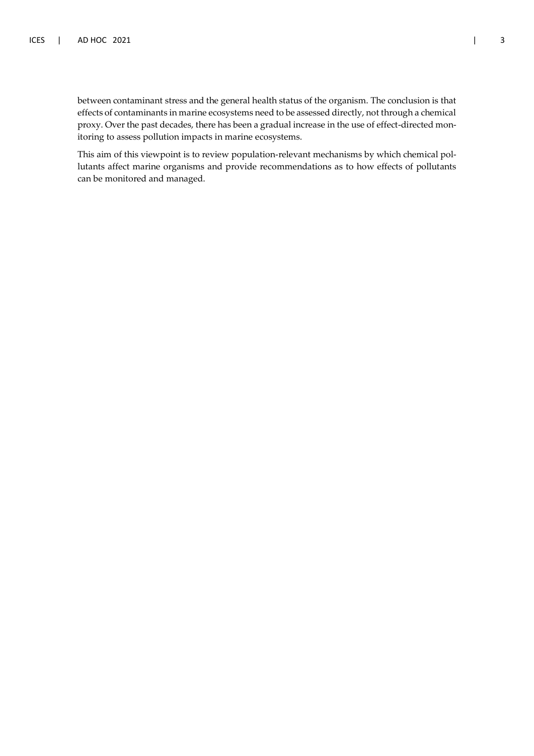between contaminant stress and the general health status of the organism. The conclusion is that effects of contaminants in marine ecosystems need to be assessed directly, not through a chemical proxy. Over the past decades, there has been a gradual increase in the use of effect-directed monitoring to assess pollution impacts in marine ecosystems.

This aim of this viewpoint is to review population-relevant mechanisms by which chemical pollutants affect marine organisms and provide recommendations as to how effects of pollutants can be monitored and managed.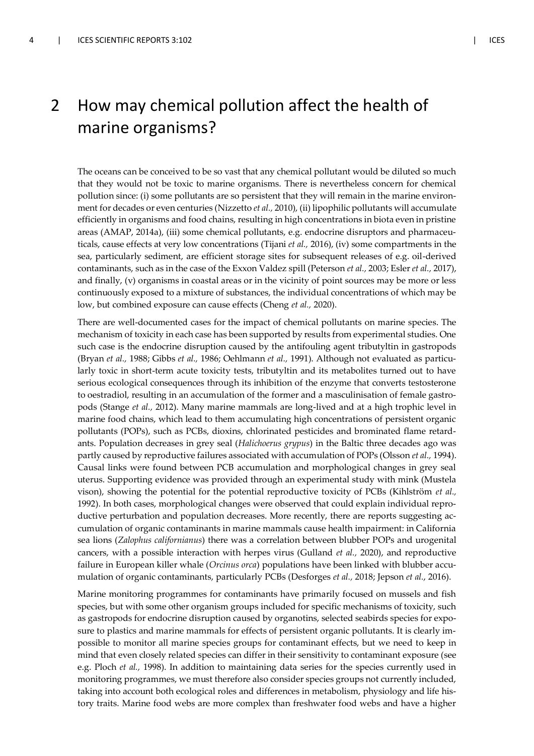# 2 How may chemical pollution affect the health of marine organisms?

The oceans can be conceived to be so vast that any chemical pollutant would be diluted so much that they would not be toxic to marine organisms. There is nevertheless concern for chemical pollution since: (i) some pollutants are so persistent that they will remain in the marine environment for decades or even centuries (Nizzetto *et al.,* 2010), (ii) lipophilic pollutants will accumulate efficiently in organisms and food chains, resulting in high concentrations in biota even in pristine areas (AMAP, 2014a), (iii) some chemical pollutants, e.g. endocrine disruptors and pharmaceuticals, cause effects at very low concentrations (Tijani *et al.,* 2016), (iv) some compartments in the sea, particularly sediment, are efficient storage sites for subsequent releases of e.g. oil-derived contaminants, such as in the case of the Exxon Valdez spill (Peterson *et al.,* 2003; Esler *et al.,* 2017), and finally, (v) organisms in coastal areas or in the vicinity of point sources may be more or less continuously exposed to a mixture of substances, the individual concentrations of which may be low, but combined exposure can cause effects (Cheng *et al.,* 2020).

There are well-documented cases for the impact of chemical pollutants on marine species. The mechanism of toxicity in each case has been supported by results from experimental studies. One such case is the endocrine disruption caused by the antifouling agent tributyltin in gastropods (Bryan *et al.,* 1988; Gibbs *et al.,* 1986; Oehlmann *et al.,* 1991). Although not evaluated as particularly toxic in short-term acute toxicity tests, tributyltin and its metabolites turned out to have serious ecological consequences through its inhibition of the enzyme that converts testosterone to oestradiol, resulting in an accumulation of the former and a masculinisation of female gastropods (Stange *et al.,* 2012). Many marine mammals are long-lived and at a high trophic level in marine food chains, which lead to them accumulating high concentrations of persistent organic pollutants (POPs), such as PCBs, dioxins, chlorinated pesticides and brominated flame retardants. Population decreases in grey seal (*Halichoerus grypus*) in the Baltic three decades ago was partly caused by reproductive failures associated with accumulation of POPs (Olsson *et al.,* 1994). Causal links were found between PCB accumulation and morphological changes in grey seal uterus. Supporting evidence was provided through an experimental study with mink (Mustela vison), showing the potential for the potential reproductive toxicity of PCBs (Kihlström *et al.,* 1992). In both cases, morphological changes were observed that could explain individual reproductive perturbation and population decreases. More recently, there are reports suggesting accumulation of organic contaminants in marine mammals cause health impairment: in California sea lions (*Zalophus californianus*) there was a correlation between blubber POPs and urogenital cancers, with a possible interaction with herpes virus (Gulland *et al.,* 2020), and reproductive failure in European killer whale (*Orcinus orca*) populations have been linked with blubber accumulation of organic contaminants, particularly PCBs (Desforges *et al.,* 2018; Jepson *et al.,* 2016).

Marine monitoring programmes for contaminants have primarily focused on mussels and fish species, but with some other organism groups included for specific mechanisms of toxicity, such as gastropods for endocrine disruption caused by organotins, selected seabirds species for exposure to plastics and marine mammals for effects of persistent organic pollutants. It is clearly impossible to monitor all marine species groups for contaminant effects, but we need to keep in mind that even closely related species can differ in their sensitivity to contaminant exposure (see e.g. Ploch *et al.,* 1998). In addition to maintaining data series for the species currently used in monitoring programmes, we must therefore also consider species groups not currently included, taking into account both ecological roles and differences in metabolism, physiology and life history traits. Marine food webs are more complex than freshwater food webs and have a higher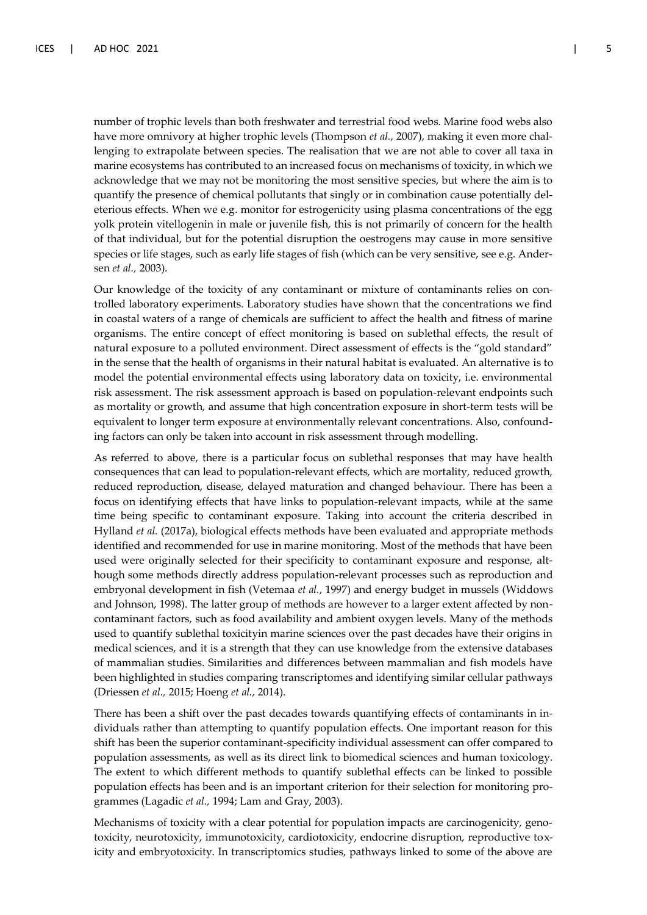number of trophic levels than both freshwater and terrestrial food webs. Marine food webs also have more omnivory at higher trophic levels (Thompson *et al.,* 2007), making it even more challenging to extrapolate between species. The realisation that we are not able to cover all taxa in marine ecosystems has contributed to an increased focus on mechanisms of toxicity, in which we acknowledge that we may not be monitoring the most sensitive species, but where the aim is to quantify the presence of chemical pollutants that singly or in combination cause potentially deleterious effects. When we e.g. monitor for estrogenicity using plasma concentrations of the egg yolk protein vitellogenin in male or juvenile fish, this is not primarily of concern for the health of that individual, but for the potential disruption the oestrogens may cause in more sensitive species or life stages, such as early life stages of fish (which can be very sensitive, see e.g. Andersen *et al.,* 2003).

Our knowledge of the toxicity of any contaminant or mixture of contaminants relies on controlled laboratory experiments. Laboratory studies have shown that the concentrations we find in coastal waters of a range of chemicals are sufficient to affect the health and fitness of marine organisms. The entire concept of effect monitoring is based on sublethal effects, the result of natural exposure to a polluted environment. Direct assessment of effects is the "gold standard" in the sense that the health of organisms in their natural habitat is evaluated. An alternative is to model the potential environmental effects using laboratory data on toxicity, i.e. environmental risk assessment. The risk assessment approach is based on population-relevant endpoints such as mortality or growth, and assume that high concentration exposure in short-term tests will be equivalent to longer term exposure at environmentally relevant concentrations. Also, confounding factors can only be taken into account in risk assessment through modelling.

As referred to above, there is a particular focus on sublethal responses that may have health consequences that can lead to population-relevant effects, which are mortality, reduced growth, reduced reproduction, disease, delayed maturation and changed behaviour. There has been a focus on identifying effects that have links to population-relevant impacts, while at the same time being specific to contaminant exposure. Taking into account the criteria described in Hylland *et al.* (2017a), biological effects methods have been evaluated and appropriate methods identified and recommended for use in marine monitoring. Most of the methods that have been used were originally selected for their specificity to contaminant exposure and response, although some methods directly address population-relevant processes such as reproduction and embryonal development in fish (Vetemaa *et al.*, 1997) and energy budget in mussels (Widdows and Johnson, 1998). The latter group of methods are however to a larger extent affected by non-contaminant factors, such as food availability and ambient oxygen levels. Many of the methods used to quantify sublethal toxicityin marine sciences over the past decades have their origins in medical sciences, and it is a strength that they can use knowledge from the extensive databases of mammalian studies. Similarities and differences between mammalian and fish models have been highlighted in studies comparing transcriptomes and identifying similar cellular pathways (Driessen *et al.,* 2015; Hoeng *et al.,* 2014).

There has been a shift over the past decades towards quantifying effects of contaminants in individuals rather than attempting to quantify population effects. One important reason for this shift has been the superior contaminant-specificity individual assessment can offer compared to population assessments, as well as its direct link to biomedical sciences and human toxicology. The extent to which different methods to quantify sublethal effects can be linked to possible population effects has been and is an important criterion for their selection for monitoring programmes (Lagadic *et al.,* 1994; Lam and Gray, 2003).

Mechanisms of toxicity with a clear potential for population impacts are carcinogenicity, genotoxicity, neurotoxicity, immunotoxicity, cardiotoxicity, endocrine disruption, reproductive toxicity and embryotoxicity. In transcriptomics studies, pathways linked to some of the above are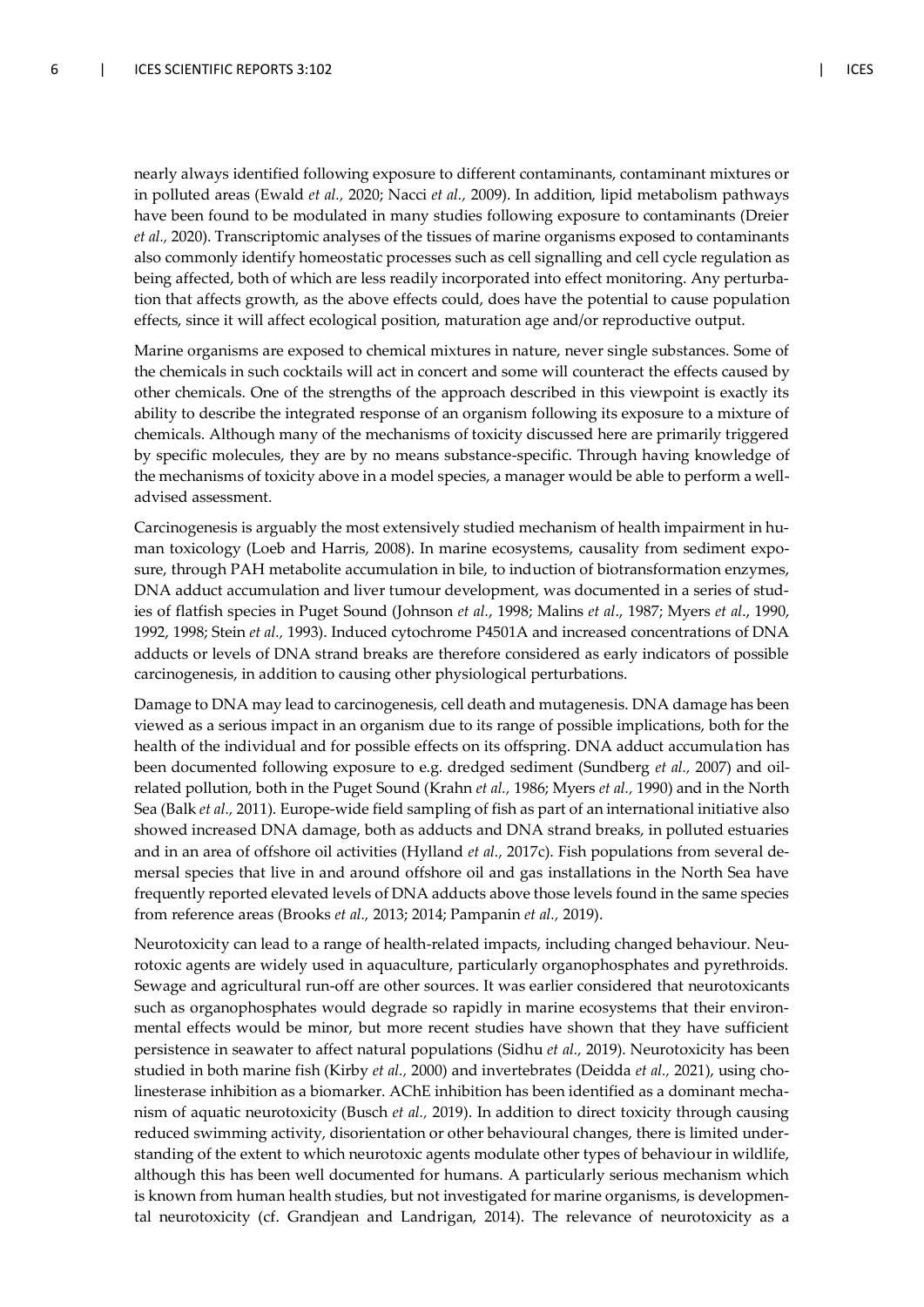nearly always identified following exposure to different contaminants, contaminant mixtures or in polluted areas (Ewald *et al.,* 2020; Nacci *et al.,* 2009). In addition, lipid metabolism pathways have been found to be modulated in many studies following exposure to contaminants (Dreier *et al.,* 2020). Transcriptomic analyses of the tissues of marine organisms exposed to contaminants also commonly identify homeostatic processes such as cell signalling and cell cycle regulation as being affected, both of which are less readily incorporated into effect monitoring. Any perturbation that affects growth, as the above effects could, does have the potential to cause population effects, since it will affect ecological position, maturation age and/or reproductive output.

Marine organisms are exposed to chemical mixtures in nature, never single substances. Some of the chemicals in such cocktails will act in concert and some will counteract the effects caused by other chemicals. One of the strengths of the approach described in this viewpoint is exactly its ability to describe the integrated response of an organism following its exposure to a mixture of chemicals. Although many of the mechanisms of toxicity discussed here are primarily triggered by specific molecules, they are by no means substance-specific. Through having knowledge of the mechanisms of toxicity above in a model species, a manager would be able to perform a well-advised assessment.

Carcinogenesis is arguably the most extensively studied mechanism of health impairment in human toxicology (Loeb and Harris, 2008). In marine ecosystems, causality from sediment exposure, through PAH metabolite accumulation in bile, to induction of biotransformation enzymes, DNA adduct accumulation and liver tumour development, was documented in a series of studies of flatfish species in Puget Sound (Johnson *et al*., 1998; Malins *et al*., 1987; Myers *et al*., 1990, 1992, 1998; Stein *et al.,* 1993). Induced cytochrome P4501A and increased concentrations of DNA adducts or levels of DNA strand breaks are therefore considered as early indicators of possible carcinogenesis, in addition to causing other physiological perturbations.

Damage to DNA may lead to carcinogenesis, cell death and mutagenesis. DNA damage has been viewed as a serious impact in an organism due to its range of possible implications, both for the health of the individual and for possible effects on its offspring. DNA adduct accumulation has been documented following exposure to e.g. dredged sediment (Sundberg *et al.,* 2007) and oil-related pollution, both in the Puget Sound (Krahn *et al.,* 1986; Myers *et al.,* 1990) and in the North Sea (Balk *et al.,* 2011). Europe-wide field sampling of fish as part of an international initiative also showed increased DNA damage, both as adducts and DNA strand breaks, in polluted estuaries and in an area of offshore oil activities (Hylland *et al.,* 2017c). Fish populations from several demersal species that live in and around offshore oil and gas installations in the North Sea have frequently reported elevated levels of DNA adducts above those levels found in the same species from reference areas (Brooks *et al.,* 2013; 2014; Pampanin *et al.,* 2019).

Neurotoxicity can lead to a range of health-related impacts, including changed behaviour. Neurotoxic agents are widely used in aquaculture, particularly organophosphates and pyrethroids. Sewage and agricultural run-off are other sources. It was earlier considered that neurotoxicants such as organophosphates would degrade so rapidly in marine ecosystems that their environmental effects would be minor, but more recent studies have shown that they have sufficient persistence in seawater to affect natural populations (Sidhu *et al.,* 2019). Neurotoxicity has been studied in both marine fish (Kirby *et al.,* 2000) and invertebrates (Deidda *et al.,* 2021), using cholinesterase inhibition as a biomarker. AChE inhibition has been identified as a dominant mechanism of aquatic neurotoxicity (Busch *et al.,* 2019). In addition to direct toxicity through causing reduced swimming activity, disorientation or other behavioural changes, there is limited understanding of the extent to which neurotoxic agents modulate other types of behaviour in wildlife, although this has been well documented for humans. A particularly serious mechanism which is known from human health studies, but not investigated for marine organisms, is developmental neurotoxicity (cf. Grandjean and Landrigan, 2014). The relevance of neurotoxicity as a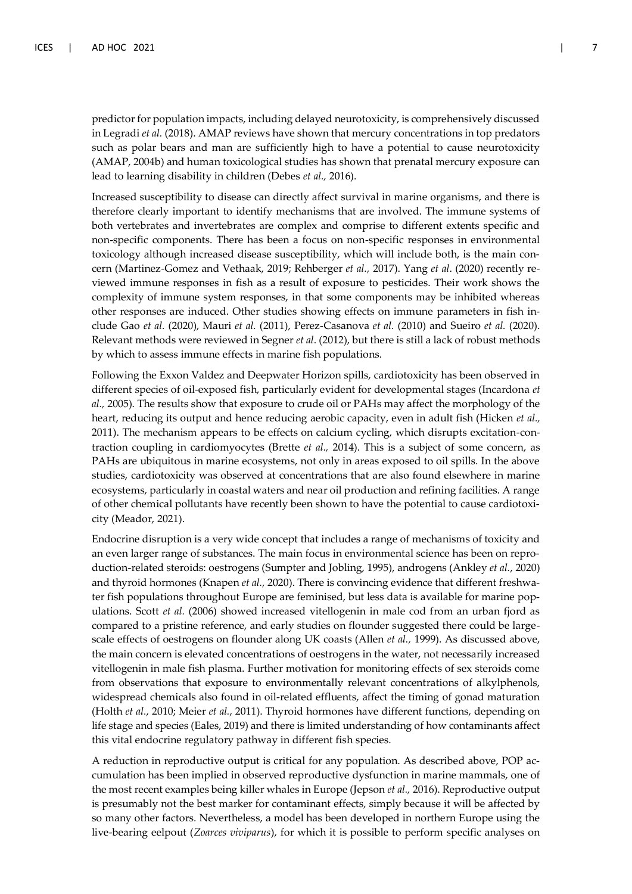predictor for population impacts, including delayed neurotoxicity, is comprehensively discussed in Legradi *et al.* (2018). AMAP reviews have shown that mercury concentrations in top predators such as polar bears and man are sufficiently high to have a potential to cause neurotoxicity (AMAP, 2004b) and human toxicological studies has shown that prenatal mercury exposure can lead to learning disability in children (Debes *et al.,* 2016).

Increased susceptibility to disease can directly affect survival in marine organisms, and there is therefore clearly important to identify mechanisms that are involved. The immune systems of both vertebrates and invertebrates are complex and comprise to different extents specific and non-specific components. There has been a focus on non-specific responses in environmental toxicology although increased disease susceptibility, which will include both, is the main concern (Martinez-Gomez and Vethaak, 2019; Rehberger *et al.,* 2017). Yang *et al*. (2020) recently reviewed immune responses in fish as a result of exposure to pesticides. Their work shows the complexity of immune system responses, in that some components may be inhibited whereas other responses are induced. Other studies showing effects on immune parameters in fish include Gao *et al.* (2020), Mauri *et al.* (2011), Perez-Casanova *et al.* (2010) and Sueiro *et al.* (2020). Relevant methods were reviewed in Segner *et al*. (2012), but there is still a lack of robust methods by which to assess immune effects in marine fish populations.

Following the Exxon Valdez and Deepwater Horizon spills, cardiotoxicity has been observed in different species of oil-exposed fish, particularly evident for developmental stages (Incardona *et al.,* 2005). The results show that exposure to crude oil or PAHs may affect the morphology of the heart, reducing its output and hence reducing aerobic capacity, even in adult fish (Hicken *et al.,* 2011). The mechanism appears to be effects on calcium cycling, which disrupts excitation-contraction coupling in cardiomyocytes (Brette *et al.,* 2014). This is a subject of some concern, as PAHs are ubiquitous in marine ecosystems, not only in areas exposed to oil spills. In the above studies, cardiotoxicity was observed at concentrations that are also found elsewhere in marine ecosystems, particularly in coastal waters and near oil production and refining facilities. A range of other chemical pollutants have recently been shown to have the potential to cause cardiotoxicity (Meador, 2021).

Endocrine disruption is a very wide concept that includes a range of mechanisms of toxicity and an even larger range of substances. The main focus in environmental science has been on reproduction-related steroids: oestrogens (Sumpter and Jobling, 1995), androgens (Ankley *et al.*, 2020) and thyroid hormones (Knapen *et al.,* 2020). There is convincing evidence that different freshwater fish populations throughout Europe are feminised, but less data is available for marine populations. Scott *et al.* (2006) showed increased vitellogenin in male cod from an urban fjord as compared to a pristine reference, and early studies on flounder suggested there could be large-scale effects of oestrogens on flounder along UK coasts (Allen *et al.,* 1999). As discussed above, the main concern is elevated concentrations of oestrogens in the water, not necessarily increased vitellogenin in male fish plasma. Further motivation for monitoring effects of sex steroids come from observations that exposure to environmentally relevant concentrations of alkylphenols, widespread chemicals also found in oil-related effluents, affect the timing of gonad maturation (Holth *et al.*, 2010; Meier *et al.*, 2011). Thyroid hormones have different functions, depending on life stage and species (Eales, 2019) and there is limited understanding of how contaminants affect this vital endocrine regulatory pathway in different fish species.

A reduction in reproductive output is critical for any population. As described above, POP accumulation has been implied in observed reproductive dysfunction in marine mammals, one of the most recent examples being killer whales in Europe (Jepson *et al.,* 2016). Reproductive output is presumably not the best marker for contaminant effects, simply because it will be affected by so many other factors. Nevertheless, a model has been developed in northern Europe using the live-bearing eelpout (*Zoarces viviparus*), for which it is possible to perform specific analyses on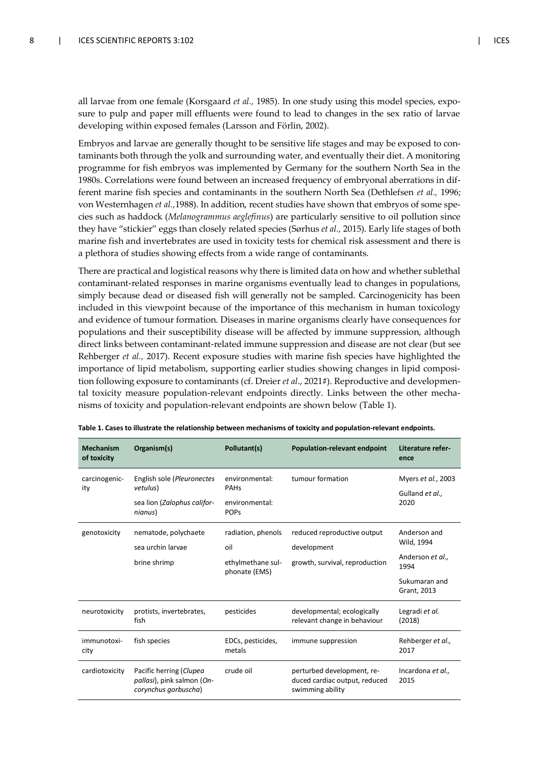all larvae from one female (Korsgaard *et al.,* 1985). In one study using this model species, exposure to pulp and paper mill effluents were found to lead to changes in the sex ratio of larvae developing within exposed females (Larsson and Förlin, 2002).

Embryos and larvae are generally thought to be sensitive life stages and may be exposed to contaminants both through the yolk and surrounding water, and eventually their diet. A monitoring programme for fish embryos was implemented by Germany for the southern North Sea in the 1980s. Correlations were found between an increased frequency of embryonal aberrations in different marine fish species and contaminants in the southern North Sea (Dethlefsen *et al.,* 1996; von Westernhagen *et al.,*1988). In addition, recent studies have shown that embryos of some species such as haddock (*Melanogrammus aeglefinus*) are particularly sensitive to oil pollution since they have "stickier" eggs than closely related species (Sørhus *et al.,* 2015). Early life stages of both marine fish and invertebrates are used in toxicity tests for chemical risk assessment and there is a plethora of studies showing effects from a wide range of contaminants.

There are practical and logistical reasons why there is limited data on how and whether sublethal contaminant-related responses in marine organisms eventually lead to changes in populations, simply because dead or diseased fish will generally not be sampled. Carcinogenicity has been included in this viewpoint because of the importance of this mechanism in human toxicology and evidence of tumour formation. Diseases in marine organisms clearly have consequences for populations and their susceptibility disease will be affected by immune suppression, although direct links between contaminant-related immune suppression and disease are not clear (but see Rehberger *et al.,* 2017). Recent exposure studies with marine fish species have highlighted the importance of lipid metabolism, supporting earlier studies showing changes in lipid composition following exposure to contaminants (cf. Dreier *et al*., 2021#). Reproductive and developmental toxicity measure population-relevant endpoints directly. Links between the other mechanisms of toxicity and population-relevant endpoints are shown below (Table 1).

**Table 1. Cases to illustrate the relationship between mechanisms of toxicity and population-relevant endpoints.**

| Mechanism of toxicity | Organism(s) | Pollutant(s) | Population-relevant endpoint | Literature reference |
|---|---|---|---|---|
| carcinogenicity | English sole (*Pleuronectes vetulus*)<br>sea lion (*Zalophus californianus*) | environmental: PAHs<br>environmental: POPs | tumour formation | Myers *et al.*, 2003<br>Gulland *et al.,* 2020 |
| genotoxicity | nematode, polychaete<br>sea urchin larvae<br>brine shrimp | radiation, phenols<br>oil<br>ethylmethane sulphonate (EMS) | reduced reproductive output<br>development<br>growth, survival, reproduction | Anderson and Wild, 1994<br>Anderson *et al.,* 1994<br>Sukumaran and Grant, 2013 |
| neurotoxicity | protists, invertebrates, fish | pesticides | developmental; ecologically relevant change in behaviour | Legradi *et al.* (2018) |
| immunotoxicity | fish species | EDCs, pesticides, metals | immune suppression | Rehberger *et al.,* 2017 |
| cardiotoxicity | Pacific herring (*Clupea pallasi*), pink salmon (*Oncorynchus gorbuscha*) | crude oil | perturbed development, reduced cardiac output, reduced swimming ability | Incardona *et al.,* 2015 |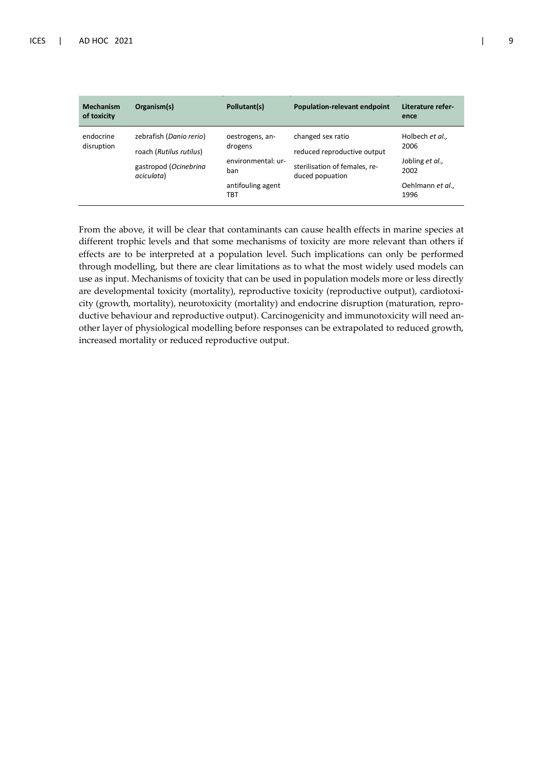| Mechanism of toxicity | Organism(s) | Pollutant(s) | Population-relevant endpoint | Literature reference |
|---|---|---|---|---|
| endocrine disruption | zebrafish (*Danio rerio*)<br>roach (*Rutilus rutilus*)<br>gastropod (*Ocinebrina aciculata*) | oestrogens, androgens<br>environmental: urban<br>antifouling agent TBT | changed sex ratio<br>reduced reproductive output<br>sterilisation of females, reduced popuation | Holbech *et al.*, 2006<br>Jobling *et al.*, 2002<br>Oehlmann *et al.*, 1996 |

From the above, it will be clear that contaminants can cause health effects in marine species at different trophic levels and that some mechanisms of toxicity are more relevant than others if effects are to be interpreted at a population level. Such implications can only be performed through modelling, but there are clear limitations as to what the most widely used models can use as input. Mechanisms of toxicity that can be used in population models more or less directly are developmental toxicity (mortality), reproductive toxicity (reproductive output), cardiotoxicity (growth, mortality), neurotoxicity (mortality) and endocrine disruption (maturation, reproductive behaviour and reproductive output). Carcinogenicity and immunotoxicity will need another layer of physiological modelling before responses can be extrapolated to reduced growth, increased mortality or reduced reproductive output.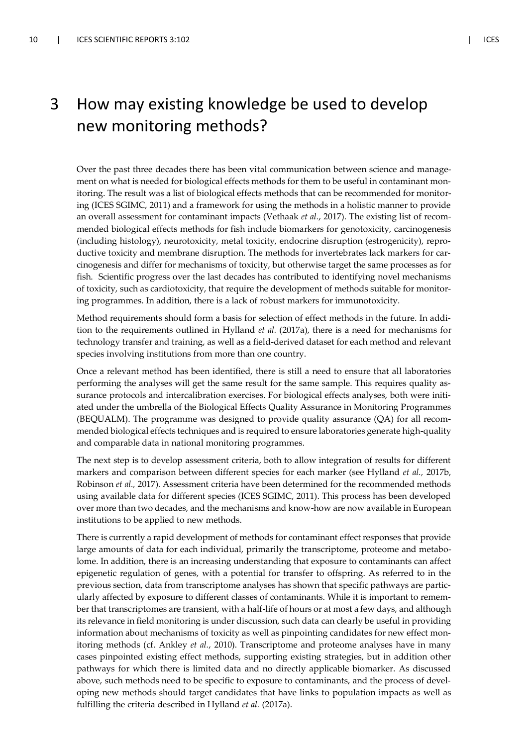# 3 How may existing knowledge be used to develop new monitoring methods?

Over the past three decades there has been vital communication between science and management on what is needed for biological effects methods for them to be useful in contaminant monitoring. The result was a list of biological effects methods that can be recommended for monitoring (ICES SGIMC, 2011) and a framework for using the methods in a holistic manner to provide an overall assessment for contaminant impacts (Vethaak *et al.*, 2017). The existing list of recommended biological effects methods for fish include biomarkers for genotoxicity, carcinogenesis (including histology), neurotoxicity, metal toxicity, endocrine disruption (estrogenicity), reproductive toxicity and membrane disruption. The methods for invertebrates lack markers for carcinogenesis and differ for mechanisms of toxicity, but otherwise target the same processes as for fish. Scientific progress over the last decades has contributed to identifying novel mechanisms of toxicity, such as cardiotoxicity, that require the development of methods suitable for monitoring programmes. In addition, there is a lack of robust markers for immunotoxicity.

Method requirements should form a basis for selection of effect methods in the future. In addition to the requirements outlined in Hylland *et al.* (2017a), there is a need for mechanisms for technology transfer and training, as well as a field-derived dataset for each method and relevant species involving institutions from more than one country.

Once a relevant method has been identified, there is still a need to ensure that all laboratories performing the analyses will get the same result for the same sample. This requires quality assurance protocols and intercalibration exercises. For biological effects analyses, both were initiated under the umbrella of the Biological Effects Quality Assurance in Monitoring Programmes (BEQUALM). The programme was designed to provide quality assurance (QA) for all recommended biological effects techniques and is required to ensure laboratories generate high-quality and comparable data in national monitoring programmes.

The next step is to develop assessment criteria, both to allow integration of results for different markers and comparison between different species for each marker (see Hylland *et al.*, 2017b, Robinson *et al.*, 2017). Assessment criteria have been determined for the recommended methods using available data for different species (ICES SGIMC, 2011). This process has been developed over more than two decades, and the mechanisms and know-how are now available in European institutions to be applied to new methods.

There is currently a rapid development of methods for contaminant effect responses that provide large amounts of data for each individual, primarily the transcriptome, proteome and metabolome. In addition, there is an increasing understanding that exposure to contaminants can affect epigenetic regulation of genes, with a potential for transfer to offspring. As referred to in the previous section, data from transcriptome analyses has shown that specific pathways are particularly affected by exposure to different classes of contaminants. While it is important to remember that transcriptomes are transient, with a half-life of hours or at most a few days, and although its relevance in field monitoring is under discussion, such data can clearly be useful in providing information about mechanisms of toxicity as well as pinpointing candidates for new effect monitoring methods (cf. Ankley *et al.*, 2010). Transcriptome and proteome analyses have in many cases pinpointed existing effect methods, supporting existing strategies, but in addition other pathways for which there is limited data and no directly applicable biomarker. As discussed above, such methods need to be specific to exposure to contaminants, and the process of developing new methods should target candidates that have links to population impacts as well as fulfilling the criteria described in Hylland *et al.* (2017a).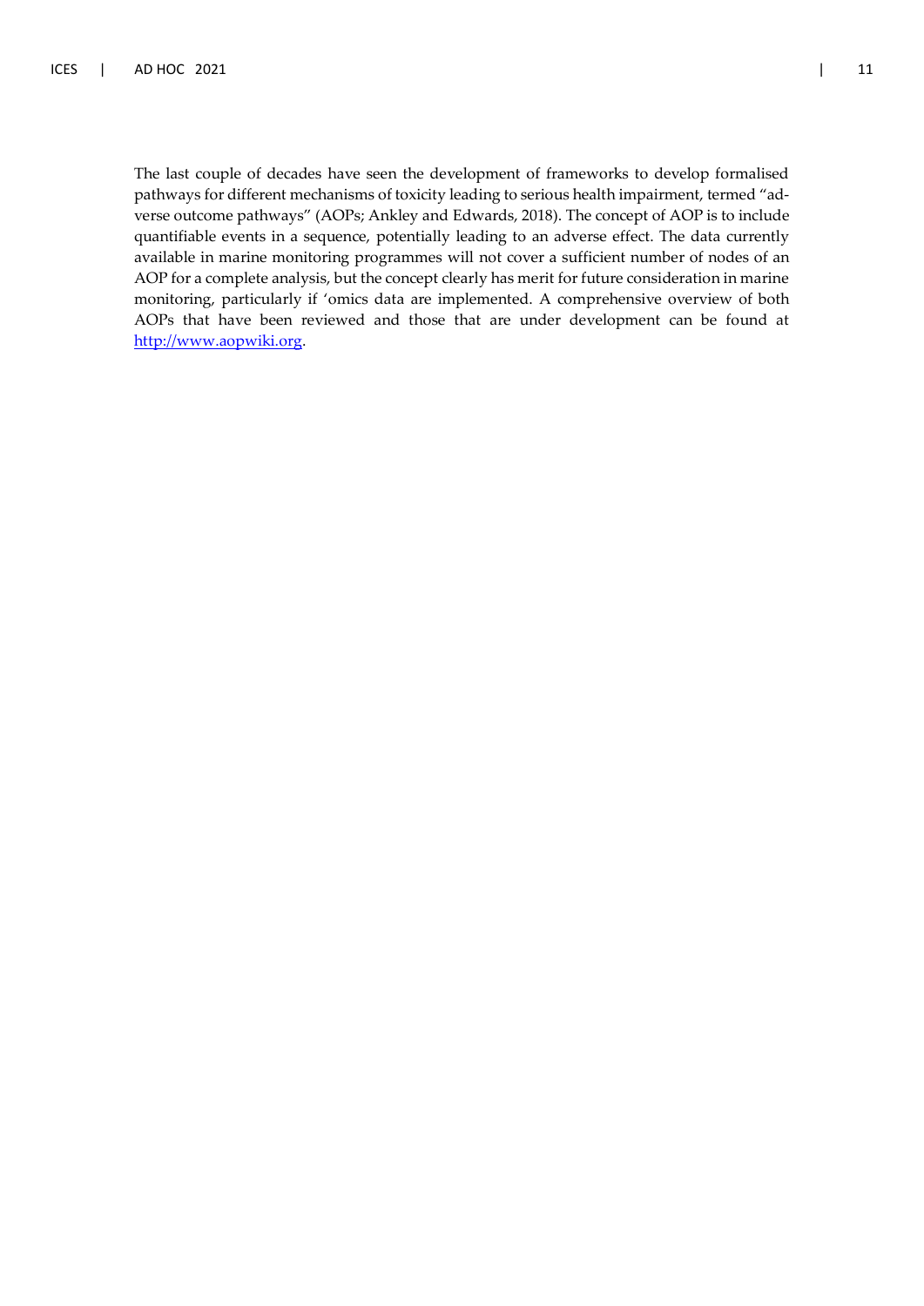The last couple of decades have seen the development of frameworks to develop formalised pathways for different mechanisms of toxicity leading to serious health impairment, termed "adverse outcome pathways" (AOPs; Ankley and Edwards, 2018). The concept of AOP is to include quantifiable events in a sequence, potentially leading to an adverse effect. The data currently available in marine monitoring programmes will not cover a sufficient number of nodes of an AOP for a complete analysis, but the concept clearly has merit for future consideration in marine monitoring, particularly if 'omics data are implemented. A comprehensive overview of both AOPs that have been reviewed and those that are under development can be found at [http://www.aopwiki.org](http://www.aopwiki.org).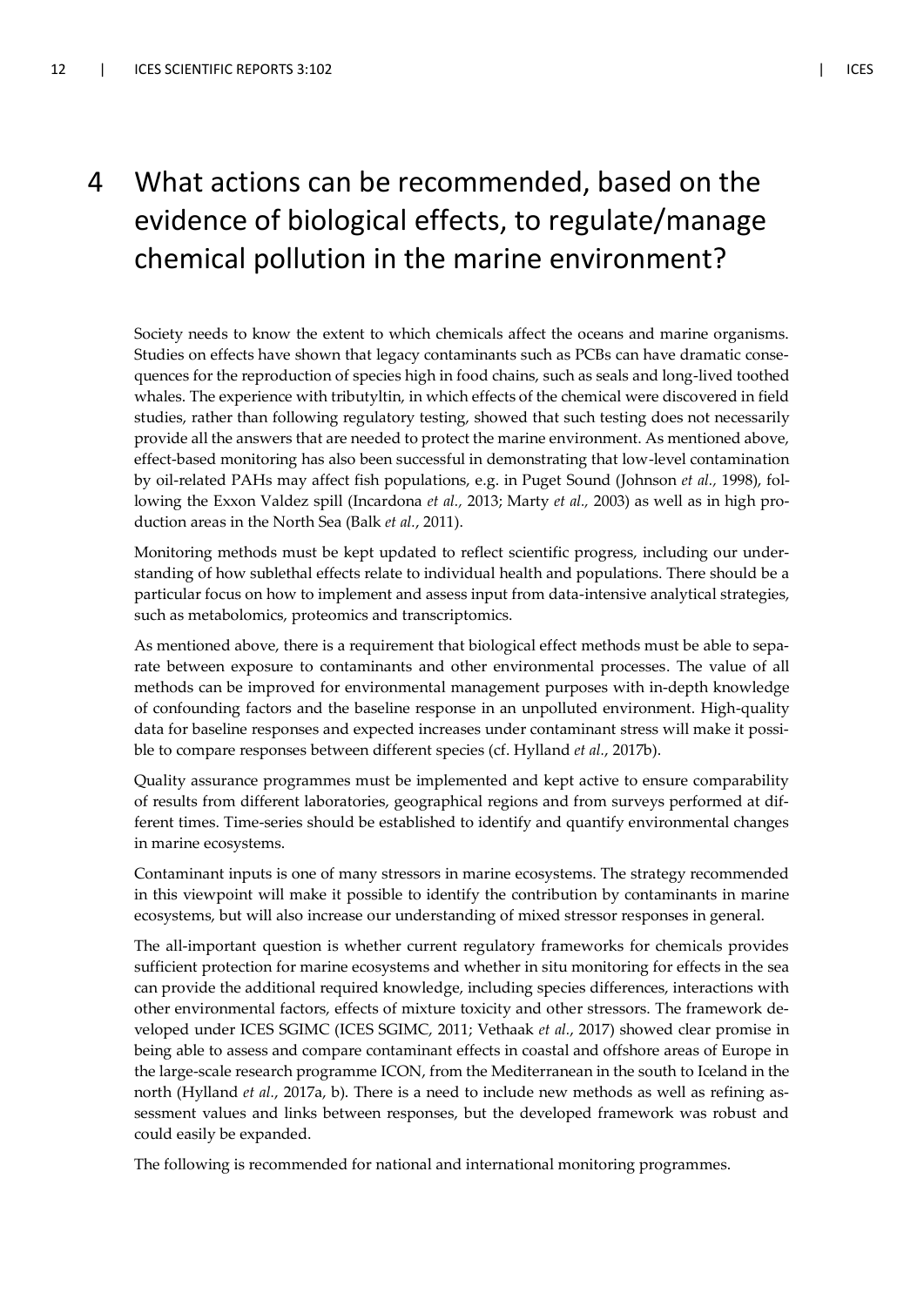# 4 What actions can be recommended, based on the evidence of biological effects, to regulate/manage chemical pollution in the marine environment?

Society needs to know the extent to which chemicals affect the oceans and marine organisms. Studies on effects have shown that legacy contaminants such as PCBs can have dramatic consequences for the reproduction of species high in food chains, such as seals and long-lived toothed whales. The experience with tributyltin, in which effects of the chemical were discovered in field studies, rather than following regulatory testing, showed that such testing does not necessarily provide all the answers that are needed to protect the marine environment. As mentioned above, effect-based monitoring has also been successful in demonstrating that low-level contamination by oil-related PAHs may affect fish populations, e.g. in Puget Sound (Johnson *et al.*, 1998), following the Exxon Valdez spill (Incardona *et al.*, 2013; Marty *et al.*, 2003) as well as in high production areas in the North Sea (Balk *et al.*, 2011).

Monitoring methods must be kept updated to reflect scientific progress, including our understanding of how sublethal effects relate to individual health and populations. There should be a particular focus on how to implement and assess input from data-intensive analytical strategies, such as metabolomics, proteomics and transcriptomics.

As mentioned above, there is a requirement that biological effect methods must be able to separate between exposure to contaminants and other environmental processes. The value of all methods can be improved for environmental management purposes with in-depth knowledge of confounding factors and the baseline response in an unpolluted environment. High-quality data for baseline responses and expected increases under contaminant stress will make it possible to compare responses between different species (cf. Hylland *et al.*, 2017b).

Quality assurance programmes must be implemented and kept active to ensure comparability of results from different laboratories, geographical regions and from surveys performed at different times. Time-series should be established to identify and quantify environmental changes in marine ecosystems.

Contaminant inputs is one of many stressors in marine ecosystems. The strategy recommended in this viewpoint will make it possible to identify the contribution by contaminants in marine ecosystems, but will also increase our understanding of mixed stressor responses in general.

The all-important question is whether current regulatory frameworks for chemicals provides sufficient protection for marine ecosystems and whether in situ monitoring for effects in the sea can provide the additional required knowledge, including species differences, interactions with other environmental factors, effects of mixture toxicity and other stressors. The framework developed under ICES SGIMC (ICES SGIMC, 2011; Vethaak *et al.*, 2017) showed clear promise in being able to assess and compare contaminant effects in coastal and offshore areas of Europe in the large-scale research programme ICON, from the Mediterranean in the south to Iceland in the north (Hylland *et al.*, 2017a, b). There is a need to include new methods as well as refining assessment values and links between responses, but the developed framework was robust and could easily be expanded.

The following is recommended for national and international monitoring programmes.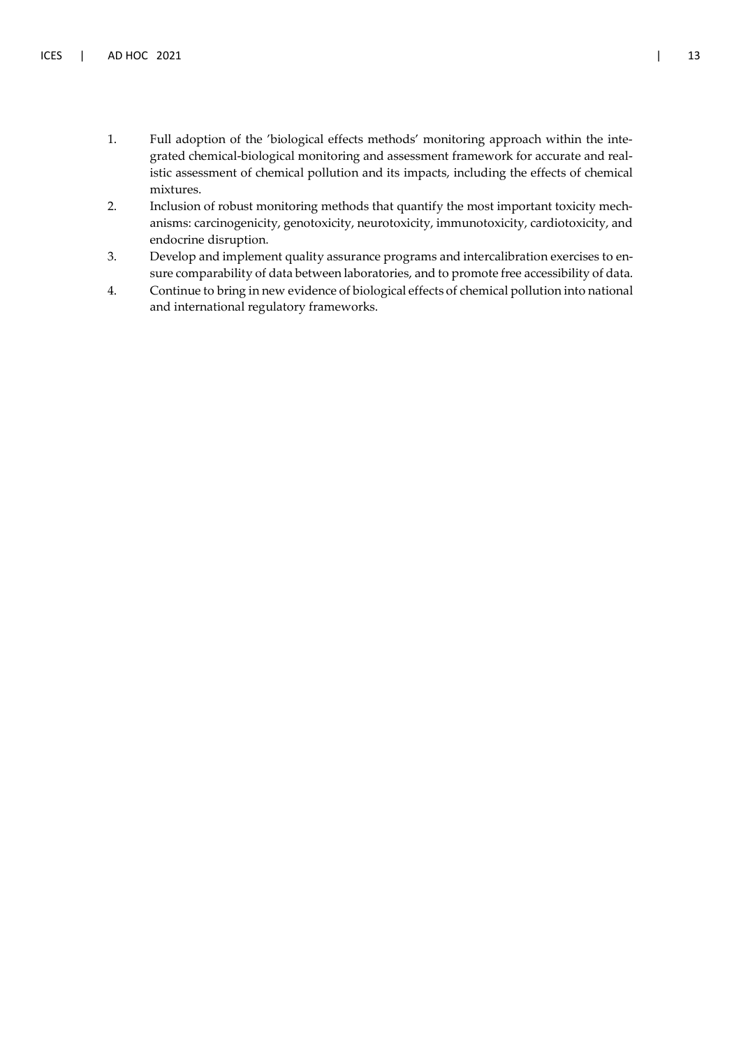1. Full adoption of the 'biological effects methods' monitoring approach within the integrated chemical-biological monitoring and assessment framework for accurate and realistic assessment of chemical pollution and its impacts, including the effects of chemical mixtures.
2. Inclusion of robust monitoring methods that quantify the most important toxicity mechanisms: carcinogenicity, genotoxicity, neurotoxicity, immunotoxicity, cardiotoxicity, and endocrine disruption.
3. Develop and implement quality assurance programs and intercalibration exercises to ensure comparability of data between laboratories, and to promote free accessibility of data.
4. Continue to bring in new evidence of biological effects of chemical pollution into national and international regulatory frameworks.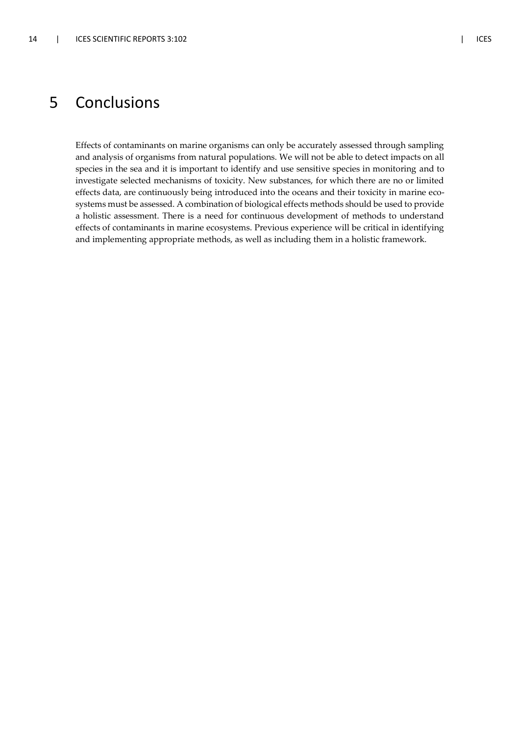# 5 Conclusions

Effects of contaminants on marine organisms can only be accurately assessed through sampling and analysis of organisms from natural populations. We will not be able to detect impacts on all species in the sea and it is important to identify and use sensitive species in monitoring and to investigate selected mechanisms of toxicity. New substances, for which there are no or limited effects data, are continuously being introduced into the oceans and their toxicity in marine ecosystems must be assessed. A combination of biological effects methods should be used to provide a holistic assessment. There is a need for continuous development of methods to understand effects of contaminants in marine ecosystems. Previous experience will be critical in identifying and implementing appropriate methods, as well as including them in a holistic framework.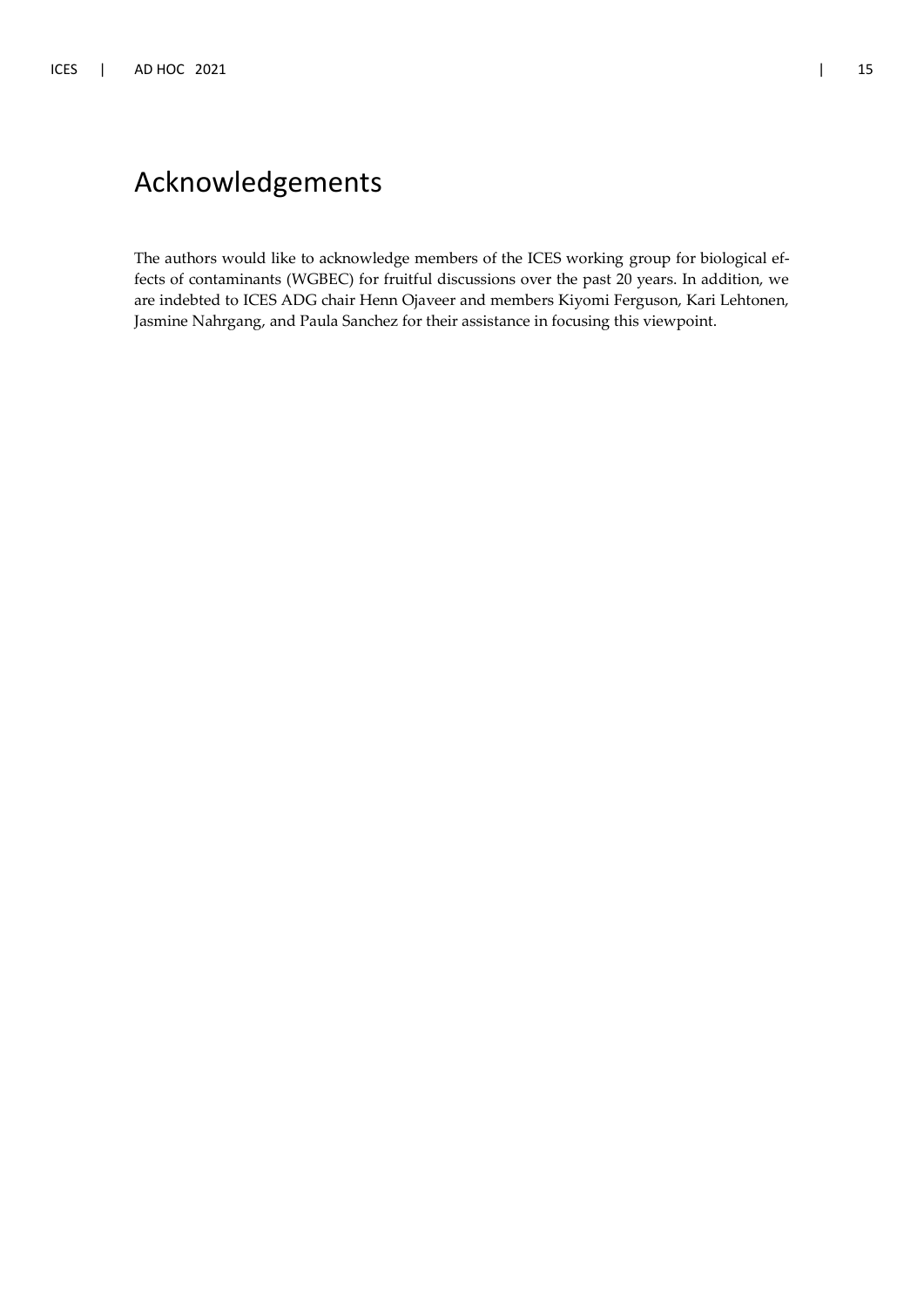# Acknowledgements

The authors would like to acknowledge members of the ICES working group for biological effects of contaminants (WGBEC) for fruitful discussions over the past 20 years. In addition, we are indebted to ICES ADG chair Henn Ojaveer and members Kiyomi Ferguson, Kari Lehtonen, Jasmine Nahrgang, and Paula Sanchez for their assistance in focusing this viewpoint.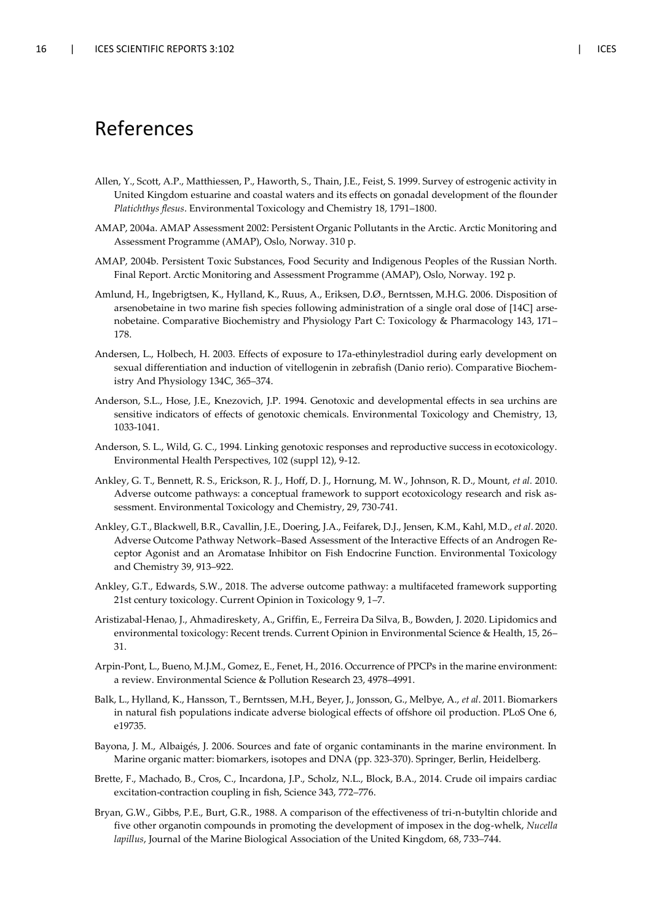# References

Allen, Y., Scott, A.P., Matthiessen, P., Haworth, S., Thain, J.E., Feist, S. 1999. Survey of estrogenic activity in United Kingdom estuarine and coastal waters and its effects on gonadal development of the flounder *Platichthys flesus*. Environmental Toxicology and Chemistry 18, 1791–1800.

AMAP, 2004a. AMAP Assessment 2002: Persistent Organic Pollutants in the Arctic. Arctic Monitoring and Assessment Programme (AMAP), Oslo, Norway. 310 p.

AMAP, 2004b. Persistent Toxic Substances, Food Security and Indigenous Peoples of the Russian North. Final Report. Arctic Monitoring and Assessment Programme (AMAP), Oslo, Norway. 192 p.

Amlund, H., Ingebrigtsen, K., Hylland, K., Ruus, A., Eriksen, D.Ø., Berntssen, M.H.G. 2006. Disposition of arsenobetaine in two marine fish species following administration of a single oral dose of [14C] arsenobetaine. Comparative Biochemistry and Physiology Part C: Toxicology & Pharmacology 143, 171–178.

Andersen, L., Holbech, H. 2003. Effects of exposure to 17a-ethinylestradiol during early development on sexual differentiation and induction of vitellogenin in zebrafish (Danio rerio). Comparative Biochemistry And Physiology 134C, 365–374.

Anderson, S.L., Hose, J.E., Knezovich, J.P. 1994. Genotoxic and developmental effects in sea urchins are sensitive indicators of effects of genotoxic chemicals. Environmental Toxicology and Chemistry, 13, 1033-1041.

Anderson, S. L., Wild, G. C., 1994. Linking genotoxic responses and reproductive success in ecotoxicology. Environmental Health Perspectives, 102 (suppl 12), 9-12.

Ankley, G. T., Bennett, R. S., Erickson, R. J., Hoff, D. J., Hornung, M. W., Johnson, R. D., Mount, *et al.* 2010. Adverse outcome pathways: a conceptual framework to support ecotoxicology research and risk assessment. Environmental Toxicology and Chemistry, 29, 730-741.

Ankley, G.T., Blackwell, B.R., Cavallin, J.E., Doering, J.A., Feifarek, D.J., Jensen, K.M., Kahl, M.D., *et al*. 2020. Adverse Outcome Pathway Network–Based Assessment of the Interactive Effects of an Androgen Receptor Agonist and an Aromatase Inhibitor on Fish Endocrine Function. Environmental Toxicology and Chemistry 39, 913–922.

Ankley, G.T., Edwards, S.W., 2018. The adverse outcome pathway: a multifaceted framework supporting 21st century toxicology. Current Opinion in Toxicology 9, 1–7.

Aristizabal-Henao, J., Ahmadireskety, A., Griffin, E., Ferreira Da Silva, B., Bowden, J. 2020. Lipidomics and environmental toxicology: Recent trends. Current Opinion in Environmental Science & Health, 15, 26–31.

Arpin-Pont, L., Bueno, M.J.M., Gomez, E., Fenet, H., 2016. Occurrence of PPCPs in the marine environment: a review. Environmental Science & Pollution Research 23, 4978–4991.

Balk, L., Hylland, K., Hansson, T., Berntssen, M.H., Beyer, J., Jonsson, G., Melbye, A., *et al*. 2011. Biomarkers in natural fish populations indicate adverse biological effects of offshore oil production. PLoS One 6, e19735.

Bayona, J. M., Albaigés, J. 2006. Sources and fate of organic contaminants in the marine environment. In Marine organic matter: biomarkers, isotopes and DNA (pp. 323-370). Springer, Berlin, Heidelberg.

Brette, F., Machado, B., Cros, C., Incardona, J.P., Scholz, N.L., Block, B.A., 2014. Crude oil impairs cardiac excitation-contraction coupling in fish, Science 343, 772–776.

Bryan, G.W., Gibbs, P.E., Burt, G.R., 1988. A comparison of the effectiveness of tri-n-butyltin chloride and five other organotin compounds in promoting the development of imposex in the dog-whelk, *Nucella lapillus*, Journal of the Marine Biological Association of the United Kingdom, 68, 733–744.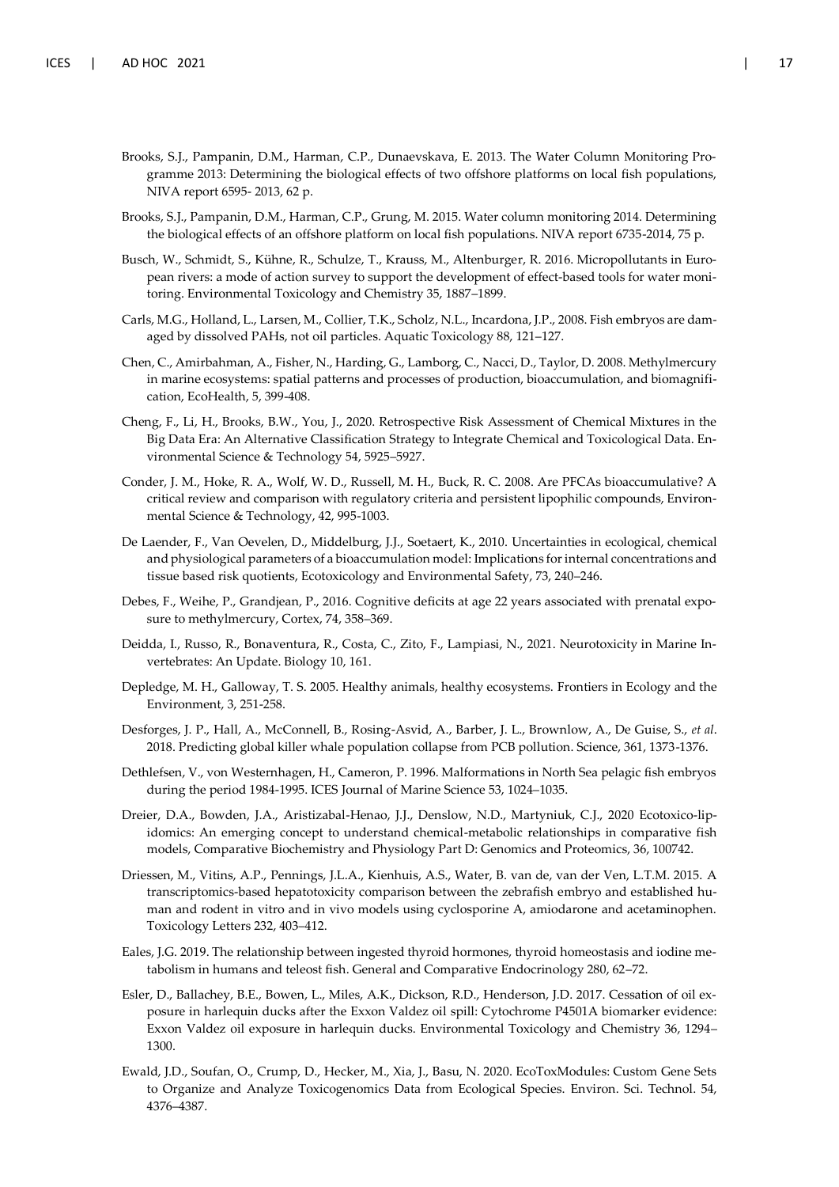Brooks, S.J., Pampanin, D.M., Harman, C.P., Dunaevskava, E. 2013. The Water Column Monitoring Programme 2013: Determining the biological effects of two offshore platforms on local fish populations, NIVA report 6595- 2013, 62 p.

Brooks, S.J., Pampanin, D.M., Harman, C.P., Grung, M. 2015. Water column monitoring 2014. Determining the biological effects of an offshore platform on local fish populations. NIVA report 6735-2014, 75 p.

Busch, W., Schmidt, S., Kühne, R., Schulze, T., Krauss, M., Altenburger, R. 2016. Micropollutants in European rivers: a mode of action survey to support the development of effect-based tools for water monitoring. Environmental Toxicology and Chemistry 35, 1887–1899.

Carls, M.G., Holland, L., Larsen, M., Collier, T.K., Scholz, N.L., Incardona, J.P., 2008. Fish embryos are damaged by dissolved PAHs, not oil particles. Aquatic Toxicology 88, 121–127.

Chen, C., Amirbahman, A., Fisher, N., Harding, G., Lamborg, C., Nacci, D., Taylor, D. 2008. Methylmercury in marine ecosystems: spatial patterns and processes of production, bioaccumulation, and biomagnification, EcoHealth, 5, 399-408.

Cheng, F., Li, H., Brooks, B.W., You, J., 2020. Retrospective Risk Assessment of Chemical Mixtures in the Big Data Era: An Alternative Classification Strategy to Integrate Chemical and Toxicological Data. Environmental Science & Technology 54, 5925–5927.

Conder, J. M., Hoke, R. A., Wolf, W. D., Russell, M. H., Buck, R. C. 2008. Are PFCAs bioaccumulative? A critical review and comparison with regulatory criteria and persistent lipophilic compounds, Environmental Science & Technology, 42, 995-1003.

De Laender, F., Van Oevelen, D., Middelburg, J.J., Soetaert, K., 2010. Uncertainties in ecological, chemical and physiological parameters of a bioaccumulation model: Implications for internal concentrations and tissue based risk quotients, Ecotoxicology and Environmental Safety, 73, 240–246.

Debes, F., Weihe, P., Grandjean, P., 2016. Cognitive deficits at age 22 years associated with prenatal exposure to methylmercury, Cortex, 74, 358–369.

Deidda, I., Russo, R., Bonaventura, R., Costa, C., Zito, F., Lampiasi, N., 2021. Neurotoxicity in Marine Invertebrates: An Update. Biology 10, 161.

Depledge, M. H., Galloway, T. S. 2005. Healthy animals, healthy ecosystems. Frontiers in Ecology and the Environment, 3, 251-258.

Desforges, J. P., Hall, A., McConnell, B., Rosing-Asvid, A., Barber, J. L., Brownlow, A., De Guise, S., *et al*. 2018. Predicting global killer whale population collapse from PCB pollution. Science, 361, 1373-1376.

Dethlefsen, V., von Westernhagen, H., Cameron, P. 1996. Malformations in North Sea pelagic fish embryos during the period 1984-1995. ICES Journal of Marine Science 53, 1024–1035.

Dreier, D.A., Bowden, J.A., Aristizabal-Henao, J.J., Denslow, N.D., Martyniuk, C.J., 2020 Ecotoxico-lipidomics: An emerging concept to understand chemical-metabolic relationships in comparative fish models, Comparative Biochemistry and Physiology Part D: Genomics and Proteomics, 36, 100742.

Driessen, M., Vitins, A.P., Pennings, J.L.A., Kienhuis, A.S., Water, B. van de, van der Ven, L.T.M. 2015. A transcriptomics-based hepatotoxicity comparison between the zebrafish embryo and established human and rodent in vitro and in vivo models using cyclosporine A, amiodarone and acetaminophen. Toxicology Letters 232, 403–412.

Eales, J.G. 2019. The relationship between ingested thyroid hormones, thyroid homeostasis and iodine metabolism in humans and teleost fish. General and Comparative Endocrinology 280, 62–72.

Esler, D., Ballachey, B.E., Bowen, L., Miles, A.K., Dickson, R.D., Henderson, J.D. 2017. Cessation of oil exposure in harlequin ducks after the Exxon Valdez oil spill: Cytochrome P4501A biomarker evidence: Exxon Valdez oil exposure in harlequin ducks. Environmental Toxicology and Chemistry 36, 1294–1300.

Ewald, J.D., Soufan, O., Crump, D., Hecker, M., Xia, J., Basu, N. 2020. EcoToxModules: Custom Gene Sets to Organize and Analyze Toxicogenomics Data from Ecological Species. Environ. Sci. Technol. 54, 4376–4387.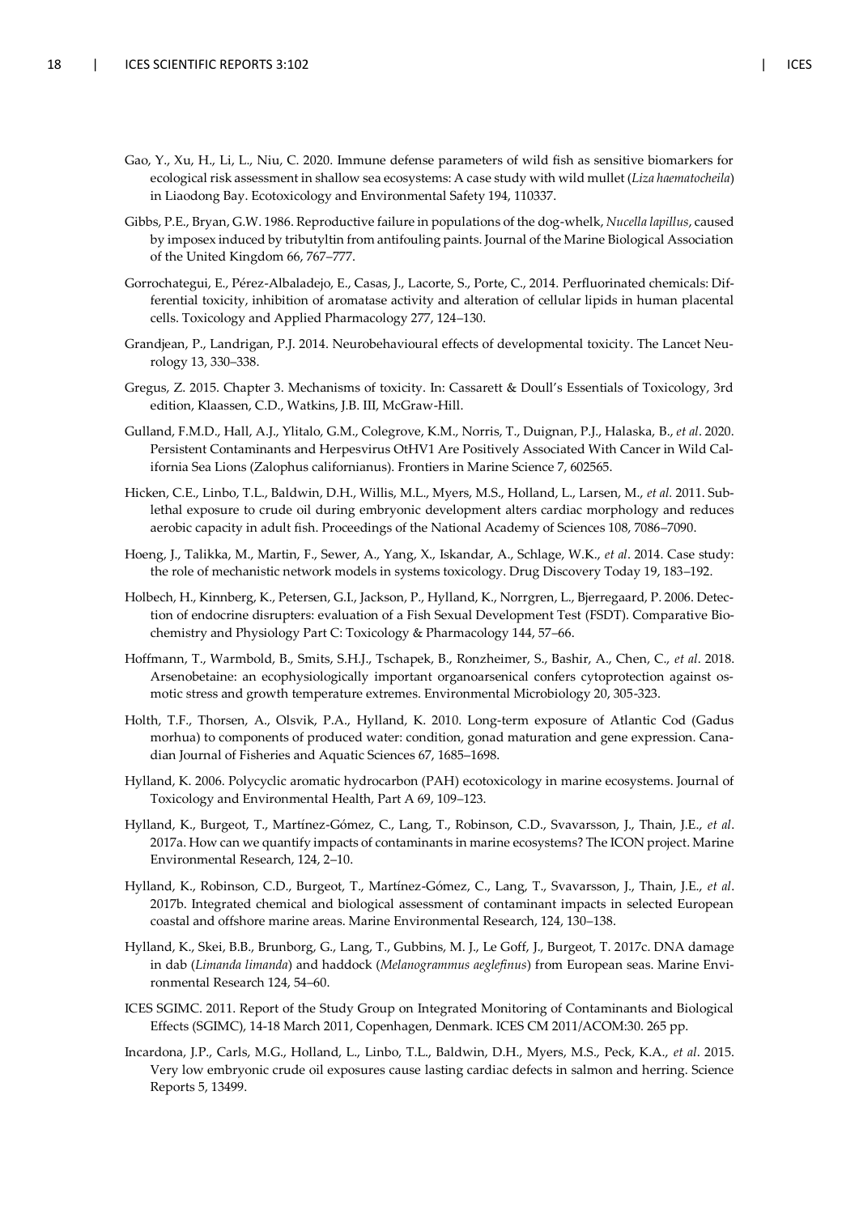Gao, Y., Xu, H., Li, L., Niu, C. 2020. Immune defense parameters of wild fish as sensitive biomarkers for ecological risk assessment in shallow sea ecosystems: A case study with wild mullet (*Liza haematocheila*) in Liaodong Bay. Ecotoxicology and Environmental Safety 194, 110337.

Gibbs, P.E., Bryan, G.W. 1986. Reproductive failure in populations of the dog-whelk, *Nucella lapillus*, caused by imposex induced by tributyltin from antifouling paints. Journal of the Marine Biological Association of the United Kingdom 66, 767–777.

Gorrochategui, E., Pérez-Albaladejo, E., Casas, J., Lacorte, S., Porte, C., 2014. Perfluorinated chemicals: Differential toxicity, inhibition of aromatase activity and alteration of cellular lipids in human placental cells. Toxicology and Applied Pharmacology 277, 124–130.

Grandjean, P., Landrigan, P.J. 2014. Neurobehavioural effects of developmental toxicity. The Lancet Neurology 13, 330–338.

Gregus, Z. 2015. Chapter 3. Mechanisms of toxicity. In: Cassarett & Doull's Essentials of Toxicology, 3rd edition, Klaassen, C.D., Watkins, J.B. III, McGraw-Hill.

Gulland, F.M.D., Hall, A.J., Ylitalo, G.M., Colegrove, K.M., Norris, T., Duignan, P.J., Halaska, B., *et al*. 2020. Persistent Contaminants and Herpesvirus OtHV1 Are Positively Associated With Cancer in Wild California Sea Lions (Zalophus californianus). Frontiers in Marine Science 7, 602565.

Hicken, C.E., Linbo, T.L., Baldwin, D.H., Willis, M.L., Myers, M.S., Holland, L., Larsen, M., *et al.* 2011. Sublethal exposure to crude oil during embryonic development alters cardiac morphology and reduces aerobic capacity in adult fish. Proceedings of the National Academy of Sciences 108, 7086–7090.

Hoeng, J., Talikka, M., Martin, F., Sewer, A., Yang, X., Iskandar, A., Schlage, W.K., *et al*. 2014. Case study: the role of mechanistic network models in systems toxicology. Drug Discovery Today 19, 183–192.

Holbech, H., Kinnberg, K., Petersen, G.I., Jackson, P., Hylland, K., Norrgren, L., Bjerregaard, P. 2006. Detection of endocrine disrupters: evaluation of a Fish Sexual Development Test (FSDT). Comparative Biochemistry and Physiology Part C: Toxicology & Pharmacology 144, 57–66.

Hoffmann, T., Warmbold, B., Smits, S.H.J., Tschapek, B., Ronzheimer, S., Bashir, A., Chen, C., *et al*. 2018. Arsenobetaine: an ecophysiologically important organoarsenical confers cytoprotection against osmotic stress and growth temperature extremes. Environmental Microbiology 20, 305-323.

Holth, T.F., Thorsen, A., Olsvik, P.A., Hylland, K. 2010. Long-term exposure of Atlantic Cod (Gadus morhua) to components of produced water: condition, gonad maturation and gene expression. Canadian Journal of Fisheries and Aquatic Sciences 67, 1685–1698.

Hylland, K. 2006. Polycyclic aromatic hydrocarbon (PAH) ecotoxicology in marine ecosystems. Journal of Toxicology and Environmental Health, Part A 69, 109–123.

Hylland, K., Burgeot, T., Martínez-Gómez, C., Lang, T., Robinson, C.D., Svavarsson, J., Thain, J.E., *et al*. 2017a. How can we quantify impacts of contaminants in marine ecosystems? The ICON project. Marine Environmental Research, 124, 2–10.

Hylland, K., Robinson, C.D., Burgeot, T., Martínez-Gómez, C., Lang, T., Svavarsson, J., Thain, J.E., *et al*. 2017b. Integrated chemical and biological assessment of contaminant impacts in selected European coastal and offshore marine areas. Marine Environmental Research, 124, 130–138.

Hylland, K., Skei, B.B., Brunborg, G., Lang, T., Gubbins, M. J., Le Goff, J., Burgeot, T. 2017c. DNA damage in dab (*Limanda limanda*) and haddock (*Melanogrammus aeglefinus*) from European seas. Marine Environmental Research 124, 54–60.

ICES SGIMC. 2011. Report of the Study Group on Integrated Monitoring of Contaminants and Biological Effects (SGIMC), 14-18 March 2011, Copenhagen, Denmark. ICES CM 2011/ACOM:30. 265 pp.

Incardona, J.P., Carls, M.G., Holland, L., Linbo, T.L., Baldwin, D.H., Myers, M.S., Peck, K.A., *et al*. 2015. Very low embryonic crude oil exposures cause lasting cardiac defects in salmon and herring. Science Reports 5, 13499.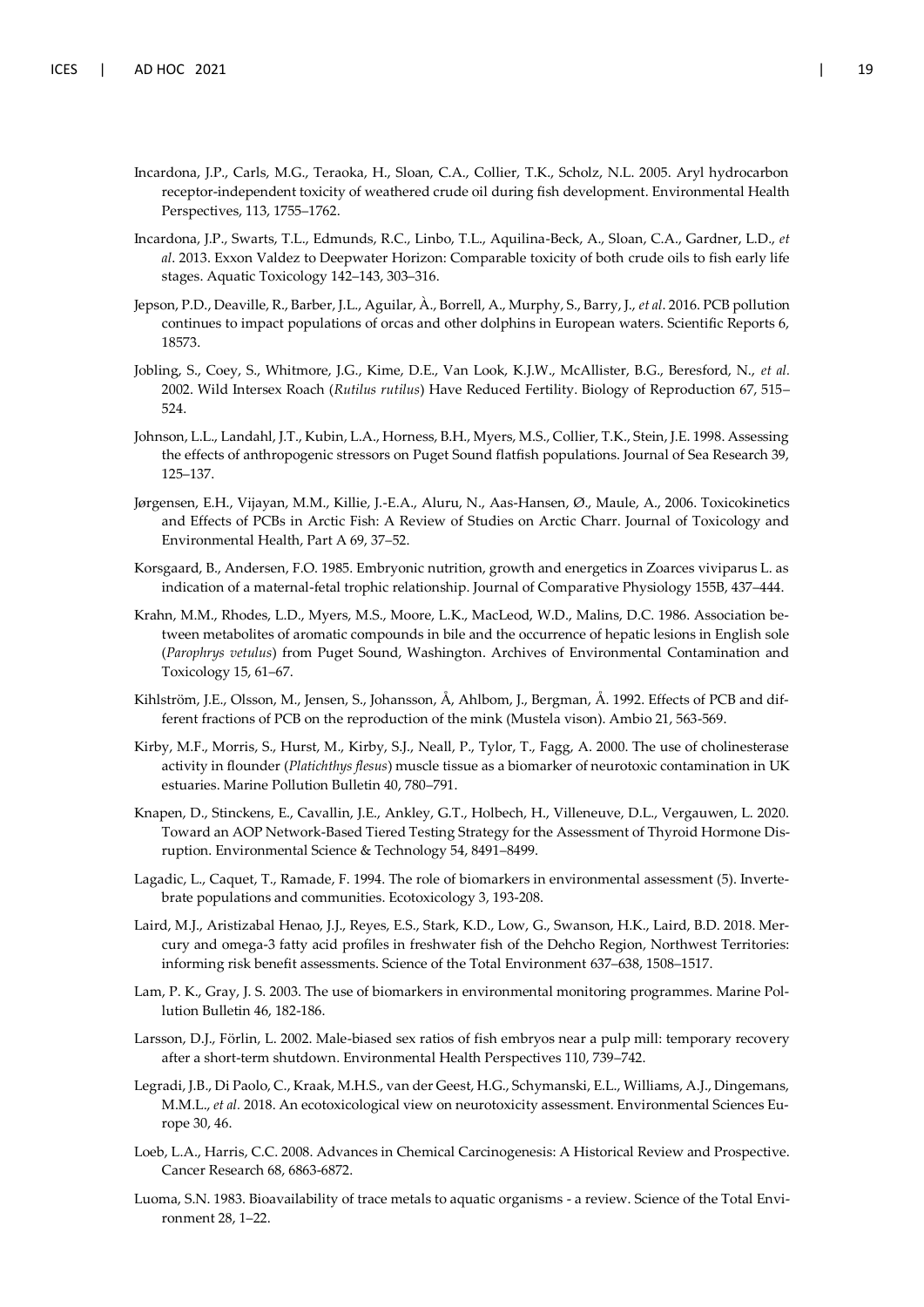Incardona, J.P., Carls, M.G., Teraoka, H., Sloan, C.A., Collier, T.K., Scholz, N.L. 2005. Aryl hydrocarbon receptor-independent toxicity of weathered crude oil during fish development. Environmental Health Perspectives, 113, 1755–1762.

Incardona, J.P., Swarts, T.L., Edmunds, R.C., Linbo, T.L., Aquilina-Beck, A., Sloan, C.A., Gardner, L.D., *et al*. 2013. Exxon Valdez to Deepwater Horizon: Comparable toxicity of both crude oils to fish early life stages. Aquatic Toxicology 142–143, 303–316.

Jepson, P.D., Deaville, R., Barber, J.L., Aguilar, À., Borrell, A., Murphy, S., Barry, J., *et al*. 2016. PCB pollution continues to impact populations of orcas and other dolphins in European waters. Scientific Reports 6, 18573.

Jobling, S., Coey, S., Whitmore, J.G., Kime, D.E., Van Look, K.J.W., McAllister, B.G., Beresford, N., *et al.* 2002. Wild Intersex Roach (*Rutilus rutilus*) Have Reduced Fertility. Biology of Reproduction 67, 515–524.

Johnson, L.L., Landahl, J.T., Kubin, L.A., Horness, B.H., Myers, M.S., Collier, T.K., Stein, J.E. 1998. Assessing the effects of anthropogenic stressors on Puget Sound flatfish populations. Journal of Sea Research 39, 125–137.

Jørgensen, E.H., Vijayan, M.M., Killie, J.-E.A., Aluru, N., Aas-Hansen, Ø., Maule, A., 2006. Toxicokinetics and Effects of PCBs in Arctic Fish: A Review of Studies on Arctic Charr. Journal of Toxicology and Environmental Health, Part A 69, 37–52.

Korsgaard, B., Andersen, F.O. 1985. Embryonic nutrition, growth and energetics in Zoarces viviparus L. as indication of a maternal-fetal trophic relationship. Journal of Comparative Physiology 155B, 437–444.

Krahn, M.M., Rhodes, L.D., Myers, M.S., Moore, L.K., MacLeod, W.D., Malins, D.C. 1986. Association between metabolites of aromatic compounds in bile and the occurrence of hepatic lesions in English sole (*Parophrys vetulus*) from Puget Sound, Washington. Archives of Environmental Contamination and Toxicology 15, 61–67.

Kihlström, J.E., Olsson, M., Jensen, S., Johansson, Å, Ahlbom, J., Bergman, Å. 1992. Effects of PCB and different fractions of PCB on the reproduction of the mink (Mustela vison). Ambio 21, 563-569.

Kirby, M.F., Morris, S., Hurst, M., Kirby, S.J., Neall, P., Tylor, T., Fagg, A. 2000. The use of cholinesterase activity in flounder (*Platichthys flesus*) muscle tissue as a biomarker of neurotoxic contamination in UK estuaries. Marine Pollution Bulletin 40, 780–791.

Knapen, D., Stinckens, E., Cavallin, J.E., Ankley, G.T., Holbech, H., Villeneuve, D.L., Vergauwen, L. 2020. Toward an AOP Network-Based Tiered Testing Strategy for the Assessment of Thyroid Hormone Disruption. Environmental Science & Technology 54, 8491–8499.

Lagadic, L., Caquet, T., Ramade, F. 1994. The role of biomarkers in environmental assessment (5). Invertebrate populations and communities. Ecotoxicology 3, 193-208.

Laird, M.J., Aristizabal Henao, J.J., Reyes, E.S., Stark, K.D., Low, G., Swanson, H.K., Laird, B.D. 2018. Mercury and omega-3 fatty acid profiles in freshwater fish of the Dehcho Region, Northwest Territories: informing risk benefit assessments. Science of the Total Environment 637–638, 1508–1517.

Lam, P. K., Gray, J. S. 2003. The use of biomarkers in environmental monitoring programmes. Marine Pollution Bulletin 46, 182-186.

Larsson, D.J., Förlin, L. 2002. Male-biased sex ratios of fish embryos near a pulp mill: temporary recovery after a short-term shutdown. Environmental Health Perspectives 110, 739–742.

Legradi, J.B., Di Paolo, C., Kraak, M.H.S., van der Geest, H.G., Schymanski, E.L., Williams, A.J., Dingemans, M.M.L., *et al.* 2018. An ecotoxicological view on neurotoxicity assessment. Environmental Sciences Europe 30, 46.

Loeb, L.A., Harris, C.C. 2008. Advances in Chemical Carcinogenesis: A Historical Review and Prospective. Cancer Research 68, 6863-6872.

Luoma, S.N. 1983. Bioavailability of trace metals to aquatic organisms - a review. Science of the Total Environment 28, 1–22.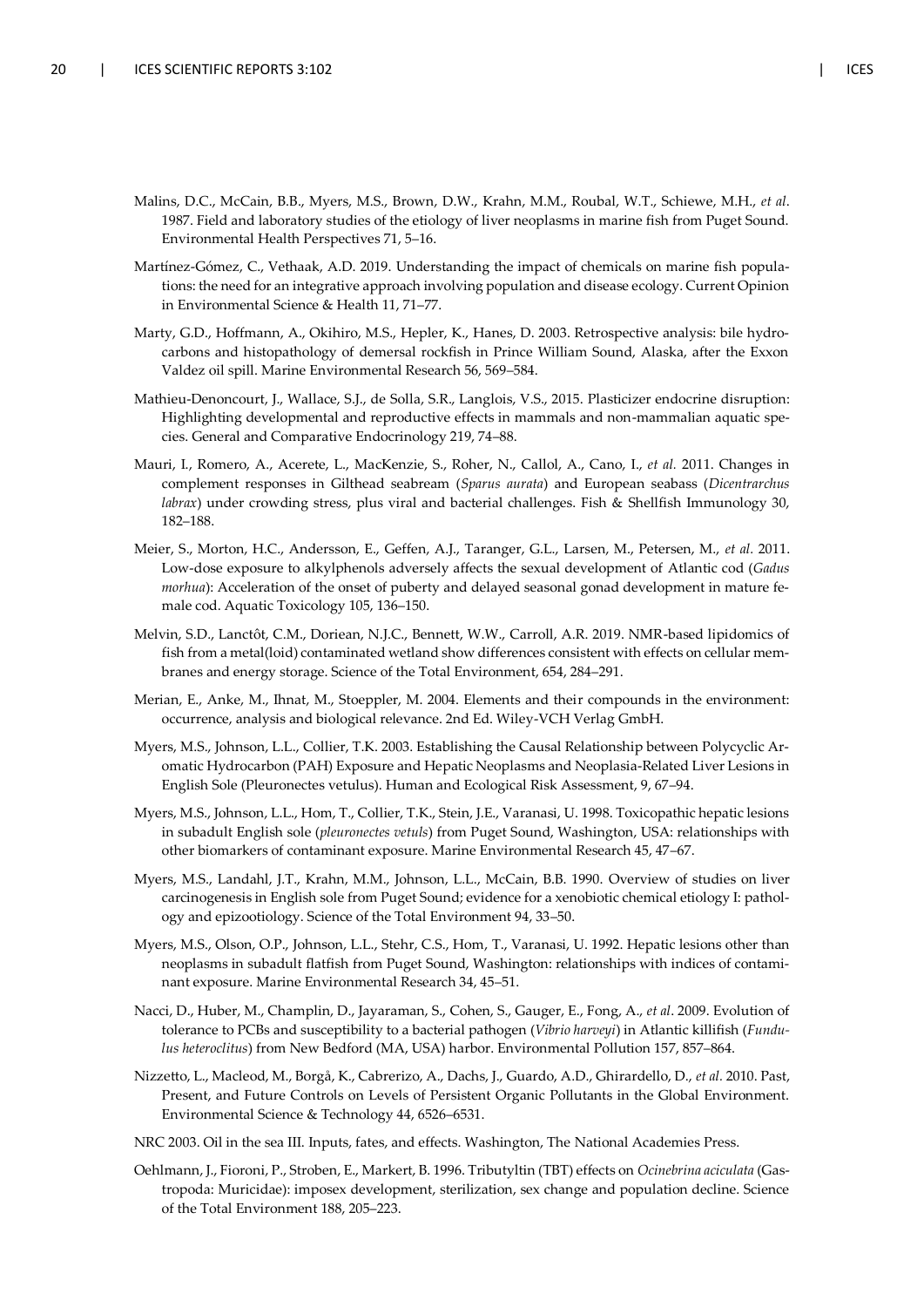Malins, D.C., McCain, B.B., Myers, M.S., Brown, D.W., Krahn, M.M., Roubal, W.T., Schiewe, M.H., *et al*. 1987. Field and laboratory studies of the etiology of liver neoplasms in marine fish from Puget Sound. Environmental Health Perspectives 71, 5–16.

Martínez-Gómez, C., Vethaak, A.D. 2019. Understanding the impact of chemicals on marine fish populations: the need for an integrative approach involving population and disease ecology. Current Opinion in Environmental Science & Health 11, 71–77.

Marty, G.D., Hoffmann, A., Okihiro, M.S., Hepler, K., Hanes, D. 2003. Retrospective analysis: bile hydrocarbons and histopathology of demersal rockfish in Prince William Sound, Alaska, after the Exxon Valdez oil spill. Marine Environmental Research 56, 569–584.

Mathieu-Denoncourt, J., Wallace, S.J., de Solla, S.R., Langlois, V.S., 2015. Plasticizer endocrine disruption: Highlighting developmental and reproductive effects in mammals and non-mammalian aquatic species. General and Comparative Endocrinology 219, 74–88.

Mauri, I., Romero, A., Acerete, L., MacKenzie, S., Roher, N., Callol, A., Cano, I., *et al.* 2011. Changes in complement responses in Gilthead seabream (*Sparus aurata*) and European seabass (*Dicentrarchus labrax*) under crowding stress, plus viral and bacterial challenges. Fish & Shellfish Immunology 30, 182–188.

Meier, S., Morton, H.C., Andersson, E., Geffen, A.J., Taranger, G.L., Larsen, M., Petersen, M., *et al.* 2011. Low-dose exposure to alkylphenols adversely affects the sexual development of Atlantic cod (*Gadus morhua*): Acceleration of the onset of puberty and delayed seasonal gonad development in mature female cod. Aquatic Toxicology 105, 136–150.

Melvin, S.D., Lanctôt, C.M., Doriean, N.J.C., Bennett, W.W., Carroll, A.R. 2019. NMR-based lipidomics of fish from a metal(loid) contaminated wetland show differences consistent with effects on cellular membranes and energy storage. Science of the Total Environment, 654, 284–291.

Merian, E., Anke, M., Ihnat, M., Stoeppler, M. 2004. Elements and their compounds in the environment: occurrence, analysis and biological relevance. 2nd Ed. Wiley-VCH Verlag GmbH.

Myers, M.S., Johnson, L.L., Collier, T.K. 2003. Establishing the Causal Relationship between Polycyclic Aromatic Hydrocarbon (PAH) Exposure and Hepatic Neoplasms and Neoplasia-Related Liver Lesions in English Sole (Pleuronectes vetulus). Human and Ecological Risk Assessment, 9, 67–94.

Myers, M.S., Johnson, L.L., Hom, T., Collier, T.K., Stein, J.E., Varanasi, U. 1998. Toxicopathic hepatic lesions in subadult English sole (*pleuronectes vetuls*) from Puget Sound, Washington, USA: relationships with other biomarkers of contaminant exposure. Marine Environmental Research 45, 47–67.

Myers, M.S., Landahl, J.T., Krahn, M.M., Johnson, L.L., McCain, B.B. 1990. Overview of studies on liver carcinogenesis in English sole from Puget Sound; evidence for a xenobiotic chemical etiology I: pathology and epizootiology. Science of the Total Environment 94, 33–50.

Myers, M.S., Olson, O.P., Johnson, L.L., Stehr, C.S., Hom, T., Varanasi, U. 1992. Hepatic lesions other than neoplasms in subadult flatfish from Puget Sound, Washington: relationships with indices of contaminant exposure. Marine Environmental Research 34, 45–51.

Nacci, D., Huber, M., Champlin, D., Jayaraman, S., Cohen, S., Gauger, E., Fong, A., *et al*. 2009. Evolution of tolerance to PCBs and susceptibility to a bacterial pathogen (*Vibrio harveyi*) in Atlantic killifish (*Fundulus heteroclitus*) from New Bedford (MA, USA) harbor. Environmental Pollution 157, 857–864.

Nizzetto, L., Macleod, M., Borgå, K., Cabrerizo, A., Dachs, J., Guardo, A.D., Ghirardello, D., *et al.* 2010. Past, Present, and Future Controls on Levels of Persistent Organic Pollutants in the Global Environment. Environmental Science & Technology 44, 6526–6531.

NRC 2003. Oil in the sea III. Inputs, fates, and effects. Washington, The National Academies Press.

Oehlmann, J., Fioroni, P., Stroben, E., Markert, B. 1996. Tributyltin (TBT) effects on *Ocinebrina aciculata* (Gastropoda: Muricidae): imposex development, sterilization, sex change and population decline. Science of the Total Environment 188, 205–223.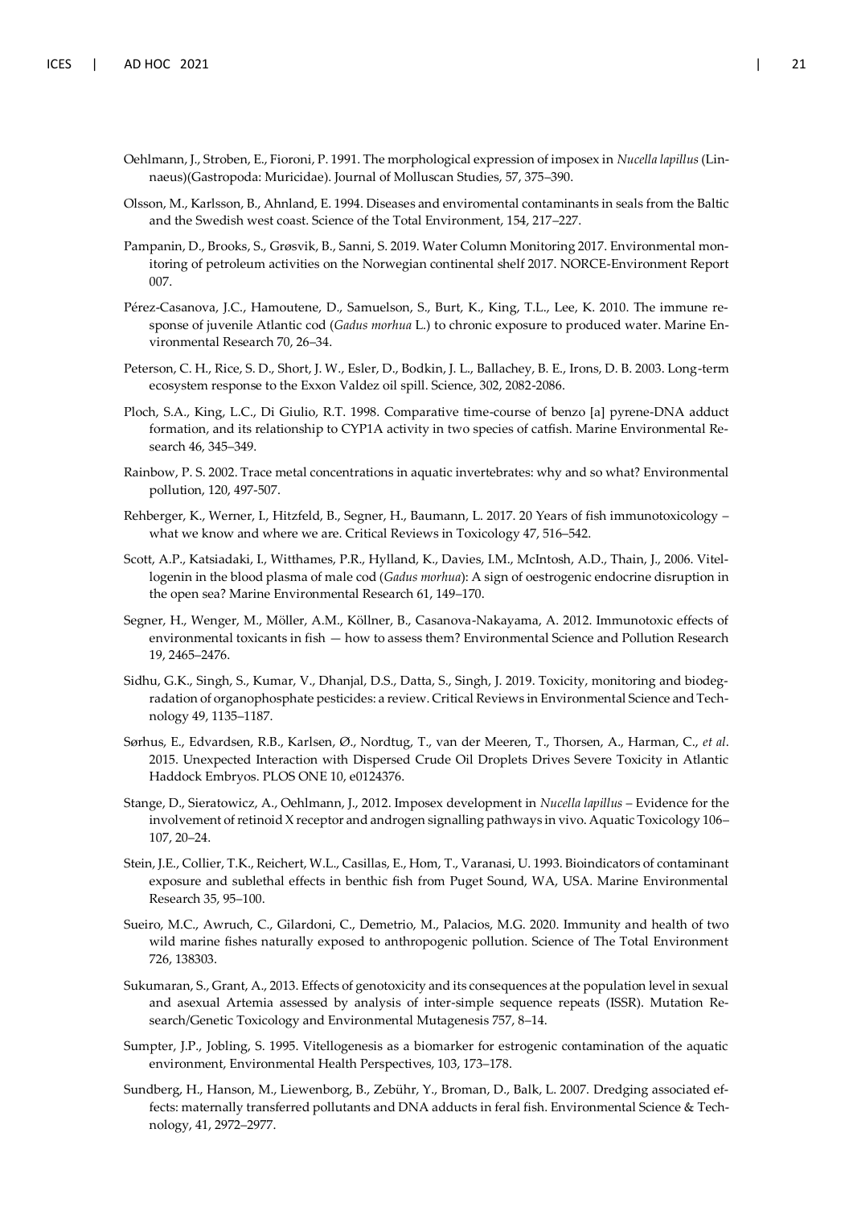Oehlmann, J., Stroben, E., Fioroni, P. 1991. The morphological expression of imposex in *Nucella lapillus* (Linnaeus)(Gastropoda: Muricidae). Journal of Molluscan Studies, 57, 375–390.

Olsson, M., Karlsson, B., Ahnland, E. 1994. Diseases and enviromental contaminants in seals from the Baltic and the Swedish west coast. Science of the Total Environment, 154, 217–227.

Pampanin, D., Brooks, S., Grøsvik, B., Sanni, S. 2019. Water Column Monitoring 2017. Environmental monitoring of petroleum activities on the Norwegian continental shelf 2017. NORCE-Environment Report 007.

Pérez-Casanova, J.C., Hamoutene, D., Samuelson, S., Burt, K., King, T.L., Lee, K. 2010. The immune response of juvenile Atlantic cod (*Gadus morhua* L.) to chronic exposure to produced water. Marine Environmental Research 70, 26–34.

Peterson, C. H., Rice, S. D., Short, J. W., Esler, D., Bodkin, J. L., Ballachey, B. E., Irons, D. B. 2003. Long-term ecosystem response to the Exxon Valdez oil spill. Science, 302, 2082-2086.

Ploch, S.A., King, L.C., Di Giulio, R.T. 1998. Comparative time-course of benzo [a] pyrene-DNA adduct formation, and its relationship to CYP1A activity in two species of catfish. Marine Environmental Research 46, 345–349.

Rainbow, P. S. 2002. Trace metal concentrations in aquatic invertebrates: why and so what? Environmental pollution, 120, 497-507.

Rehberger, K., Werner, I., Hitzfeld, B., Segner, H., Baumann, L. 2017. 20 Years of fish immunotoxicology – what we know and where we are. Critical Reviews in Toxicology 47, 516–542.

Scott, A.P., Katsiadaki, I., Witthames, P.R., Hylland, K., Davies, I.M., McIntosh, A.D., Thain, J., 2006. Vitellogenin in the blood plasma of male cod (*Gadus morhua*): A sign of oestrogenic endocrine disruption in the open sea? Marine Environmental Research 61, 149–170.

Segner, H., Wenger, M., Möller, A.M., Köllner, B., Casanova-Nakayama, A. 2012. Immunotoxic effects of environmental toxicants in fish — how to assess them? Environmental Science and Pollution Research 19, 2465–2476.

Sidhu, G.K., Singh, S., Kumar, V., Dhanjal, D.S., Datta, S., Singh, J. 2019. Toxicity, monitoring and biodegradation of organophosphate pesticides: a review. Critical Reviews in Environmental Science and Technology 49, 1135–1187.

Sørhus, E., Edvardsen, R.B., Karlsen, Ø., Nordtug, T., van der Meeren, T., Thorsen, A., Harman, C., *et al*. 2015. Unexpected Interaction with Dispersed Crude Oil Droplets Drives Severe Toxicity in Atlantic Haddock Embryos. PLOS ONE 10, e0124376.

Stange, D., Sieratowicz, A., Oehlmann, J., 2012. Imposex development in *Nucella lapillus* – Evidence for the involvement of retinoid X receptor and androgen signalling pathways in vivo. Aquatic Toxicology 106–107, 20–24.

Stein, J.E., Collier, T.K., Reichert, W.L., Casillas, E., Hom, T., Varanasi, U. 1993. Bioindicators of contaminant exposure and sublethal effects in benthic fish from Puget Sound, WA, USA. Marine Environmental Research 35, 95–100.

Sueiro, M.C., Awruch, C., Gilardoni, C., Demetrio, M., Palacios, M.G. 2020. Immunity and health of two wild marine fishes naturally exposed to anthropogenic pollution. Science of The Total Environment 726, 138303.

Sukumaran, S., Grant, A., 2013. Effects of genotoxicity and its consequences at the population level in sexual and asexual Artemia assessed by analysis of inter-simple sequence repeats (ISSR). Mutation Research/Genetic Toxicology and Environmental Mutagenesis 757, 8–14.

Sumpter, J.P., Jobling, S. 1995. Vitellogenesis as a biomarker for estrogenic contamination of the aquatic environment, Environmental Health Perspectives, 103, 173–178.

Sundberg, H., Hanson, M., Liewenborg, B., Zebühr, Y., Broman, D., Balk, L. 2007. Dredging associated effects: maternally transferred pollutants and DNA adducts in feral fish. Environmental Science & Technology, 41, 2972–2977.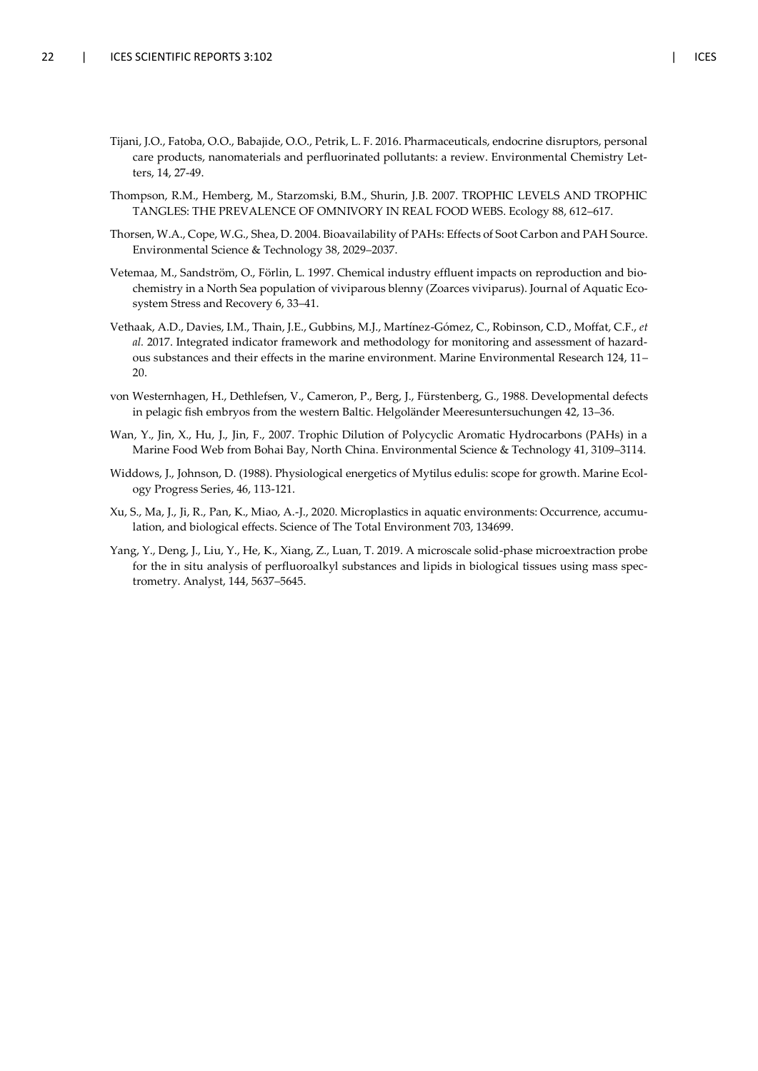Tijani, J.O., Fatoba, O.O., Babajide, O.O., Petrik, L. F. 2016. Pharmaceuticals, endocrine disruptors, personal care products, nanomaterials and perfluorinated pollutants: a review. Environmental Chemistry Letters, 14, 27-49.

Thompson, R.M., Hemberg, M., Starzomski, B.M., Shurin, J.B. 2007. TROPHIC LEVELS AND TROPHIC TANGLES: THE PREVALENCE OF OMNIVORY IN REAL FOOD WEBS. Ecology 88, 612–617.

Thorsen, W.A., Cope, W.G., Shea, D. 2004. Bioavailability of PAHs: Effects of Soot Carbon and PAH Source. Environmental Science & Technology 38, 2029–2037.

Vetemaa, M., Sandström, O., Förlin, L. 1997. Chemical industry effluent impacts on reproduction and biochemistry in a North Sea population of viviparous blenny (Zoarces viviparus). Journal of Aquatic Ecosystem Stress and Recovery 6, 33–41.

Vethaak, A.D., Davies, I.M., Thain, J.E., Gubbins, M.J., Martínez-Gómez, C., Robinson, C.D., Moffat, C.F., *et al.* 2017. Integrated indicator framework and methodology for monitoring and assessment of hazardous substances and their effects in the marine environment. Marine Environmental Research 124, 11–20.

von Westernhagen, H., Dethlefsen, V., Cameron, P., Berg, J., Fürstenberg, G., 1988. Developmental defects in pelagic fish embryos from the western Baltic. Helgoländer Meeresuntersuchungen 42, 13–36.

Wan, Y., Jin, X., Hu, J., Jin, F., 2007. Trophic Dilution of Polycyclic Aromatic Hydrocarbons (PAHs) in a Marine Food Web from Bohai Bay, North China. Environmental Science & Technology 41, 3109–3114.

Widdows, J., Johnson, D. (1988). Physiological energetics of Mytilus edulis: scope for growth. Marine Ecology Progress Series, 46, 113-121.

Xu, S., Ma, J., Ji, R., Pan, K., Miao, A.-J., 2020. Microplastics in aquatic environments: Occurrence, accumulation, and biological effects. Science of The Total Environment 703, 134699.

Yang, Y., Deng, J., Liu, Y., He, K., Xiang, Z., Luan, T. 2019. A microscale solid-phase microextraction probe for the in situ analysis of perfluoroalkyl substances and lipids in biological tissues using mass spectrometry. Analyst, 144, 5637–5645.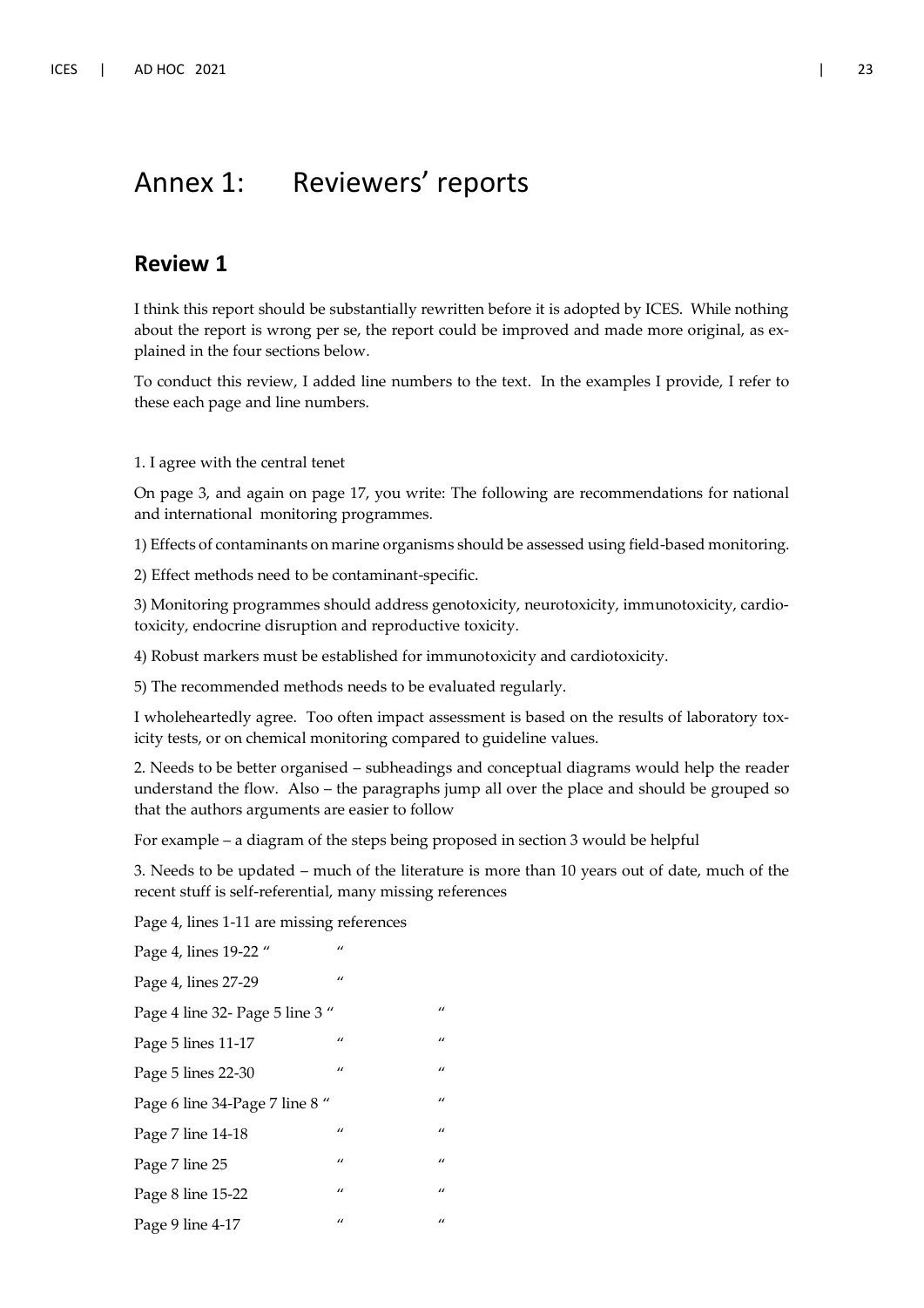# Annex 1: Reviewers' reports

## Review 1

I think this report should be substantially rewritten before it is adopted by ICES. While nothing about the report is wrong per se, the report could be improved and made more original, as explained in the four sections below.

To conduct this review, I added line numbers to the text. In the examples I provide, I refer to these each page and line numbers.

1. I agree with the central tenet

On page 3, and again on page 17, you write: The following are recommendations for national and international monitoring programmes.

1) Effects of contaminants on marine organisms should be assessed using field-based monitoring.

2) Effect methods need to be contaminant-specific.

3) Monitoring programmes should address genotoxicity, neurotoxicity, immunotoxicity, cardiotoxicity, endocrine disruption and reproductive toxicity.

4) Robust markers must be established for immunotoxicity and cardiotoxicity.

5) The recommended methods needs to be evaluated regularly.

I wholeheartedly agree. Too often impact assessment is based on the results of laboratory toxicity tests, or on chemical monitoring compared to guideline values.

2. Needs to be better organised – subheadings and conceptual diagrams would help the reader understand the flow. Also – the paragraphs jump all over the place and should be grouped so that the authors arguments are easier to follow

For example – a diagram of the steps being proposed in section 3 would be helpful

3. Needs to be updated – much of the literature is more than 10 years out of date, much of the recent stuff is self-referential, many missing references

Page 4, lines 1-11 are missing references

Page 4, lines 19-22 " "

Page 4, lines 27-29 "

Page 4 line 32- Page 5 line 3 " "

Page 5 lines 11-17 " "

Page 5 lines 22-30 " "

Page 6 line 34-Page 7 line 8 " "

Page 7 line 14-18 " "

Page 7 line 25 " "

Page 8 line 15-22 " "

Page 9 line 4-17 " "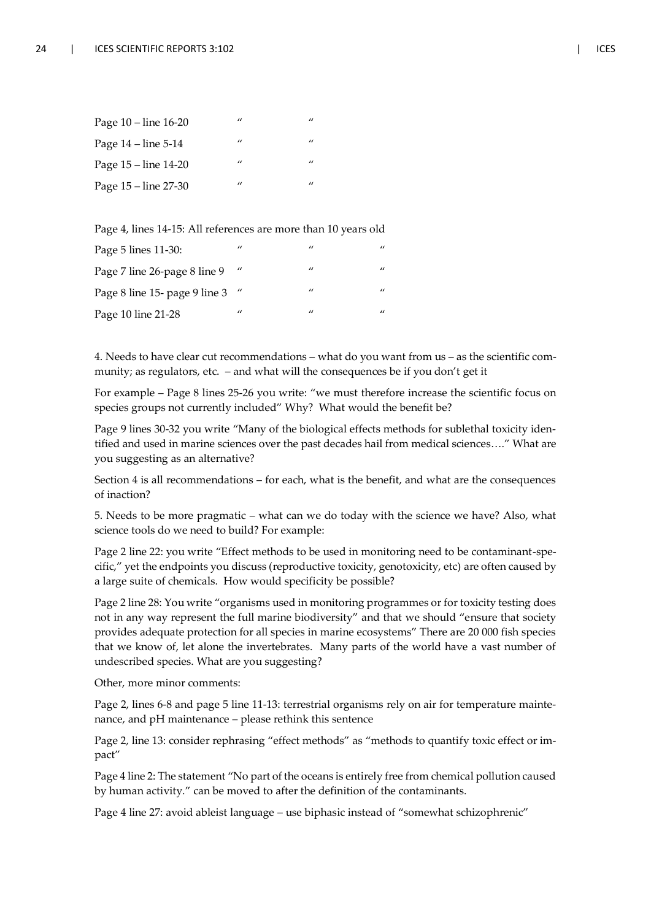| | | |
|---|---|---|
| Page 10 – line 16-20 | " | " |
| Page 14 – line 5-14 | " | " |
| Page 15 – line 14-20 | " | " |
| Page 15 – line 27-30 | " | " |

Page 4, lines 14-15: All references are more than 10 years old

| | | | |
|---|---|---|---|
| Page 5 lines 11-30: | " | " | " |
| Page 7 line 26-page 8 line 9 | " | " | " |
| Page 8 line 15- page 9 line 3 | " | " | " |
| Page 10 line 21-28 | " | " | " |

4. Needs to have clear cut recommendations – what do you want from us – as the scientific community; as regulators, etc. – and what will the consequences be if you don't get it

For example – Page 8 lines 25-26 you write: "we must therefore increase the scientific focus on species groups not currently included" Why? What would the benefit be?

Page 9 lines 30-32 you write "Many of the biological effects methods for sublethal toxicity identified and used in marine sciences over the past decades hail from medical sciences…." What are you suggesting as an alternative?

Section 4 is all recommendations – for each, what is the benefit, and what are the consequences of inaction?

5. Needs to be more pragmatic – what can we do today with the science we have? Also, what science tools do we need to build? For example:

Page 2 line 22: you write "Effect methods to be used in monitoring need to be contaminant-specific," yet the endpoints you discuss (reproductive toxicity, genotoxicity, etc) are often caused by a large suite of chemicals. How would specificity be possible?

Page 2 line 28: You write "organisms used in monitoring programmes or for toxicity testing does not in any way represent the full marine biodiversity" and that we should "ensure that society provides adequate protection for all species in marine ecosystems" There are 20 000 fish species that we know of, let alone the invertebrates. Many parts of the world have a vast number of undescribed species. What are you suggesting?

Other, more minor comments:

Page 2, lines 6-8 and page 5 line 11-13: terrestrial organisms rely on air for temperature maintenance, and pH maintenance – please rethink this sentence

Page 2, line 13: consider rephrasing "effect methods" as "methods to quantify toxic effect or impact"

Page 4 line 2: The statement "No part of the oceans is entirely free from chemical pollution caused by human activity." can be moved to after the definition of the contaminants.

Page 4 line 27: avoid ableist language – use biphasic instead of "somewhat schizophrenic"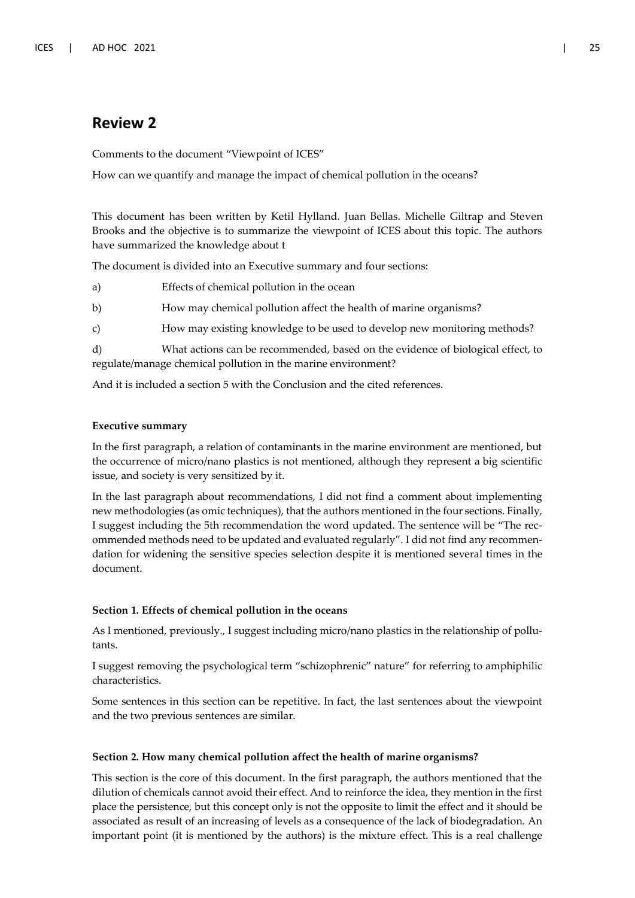## Review 2

Comments to the document "Viewpoint of ICES"

How can we quantify and manage the impact of chemical pollution in the oceans?

This document has been written by Ketil Hylland. Juan Bellas. Michelle Giltrap and Steven Brooks and the objective is to summarize the viewpoint of ICES about this topic. The authors have summarized the knowledge about t

The document is divided into an Executive summary and four sections:

a) Effects of chemical pollution in the ocean

b) How may chemical pollution affect the health of marine organisms?

c) How may existing knowledge to be used to develop new monitoring methods?

d) What actions can be recommended, based on the evidence of biological effect, to regulate/manage chemical pollution in the marine environment?

And it is included a section 5 with the Conclusion and the cited references.

**Executive summary**

In the first paragraph, a relation of contaminants in the marine environment are mentioned, but the occurrence of micro/nano plastics is not mentioned, although they represent a big scientific issue, and society is very sensitized by it.

In the last paragraph about recommendations, I did not find a comment about implementing new methodologies (as omic techniques), that the authors mentioned in the four sections. Finally, I suggest including the 5th recommendation the word updated. The sentence will be "The recommended methods need to be updated and evaluated regularly". I did not find any recommendation for widening the sensitive species selection despite it is mentioned several times in the document.

**Section 1. Effects of chemical pollution in the oceans**

As I mentioned, previously., I suggest including micro/nano plastics in the relationship of pollutants.

I suggest removing the psychological term "schizophrenic" nature" for referring to amphiphilic characteristics.

Some sentences in this section can be repetitive. In fact, the last sentences about the viewpoint and the two previous sentences are similar.

**Section 2. How many chemical pollution affect the health of marine organisms?**

This section is the core of this document. In the first paragraph, the authors mentioned that the dilution of chemicals cannot avoid their effect. And to reinforce the idea, they mention in the first place the persistence, but this concept only is not the opposite to limit the effect and it should be associated as result of an increasing of levels as a consequence of the lack of biodegradation. An important point (it is mentioned by the authors) is the mixture effect. This is a real challenge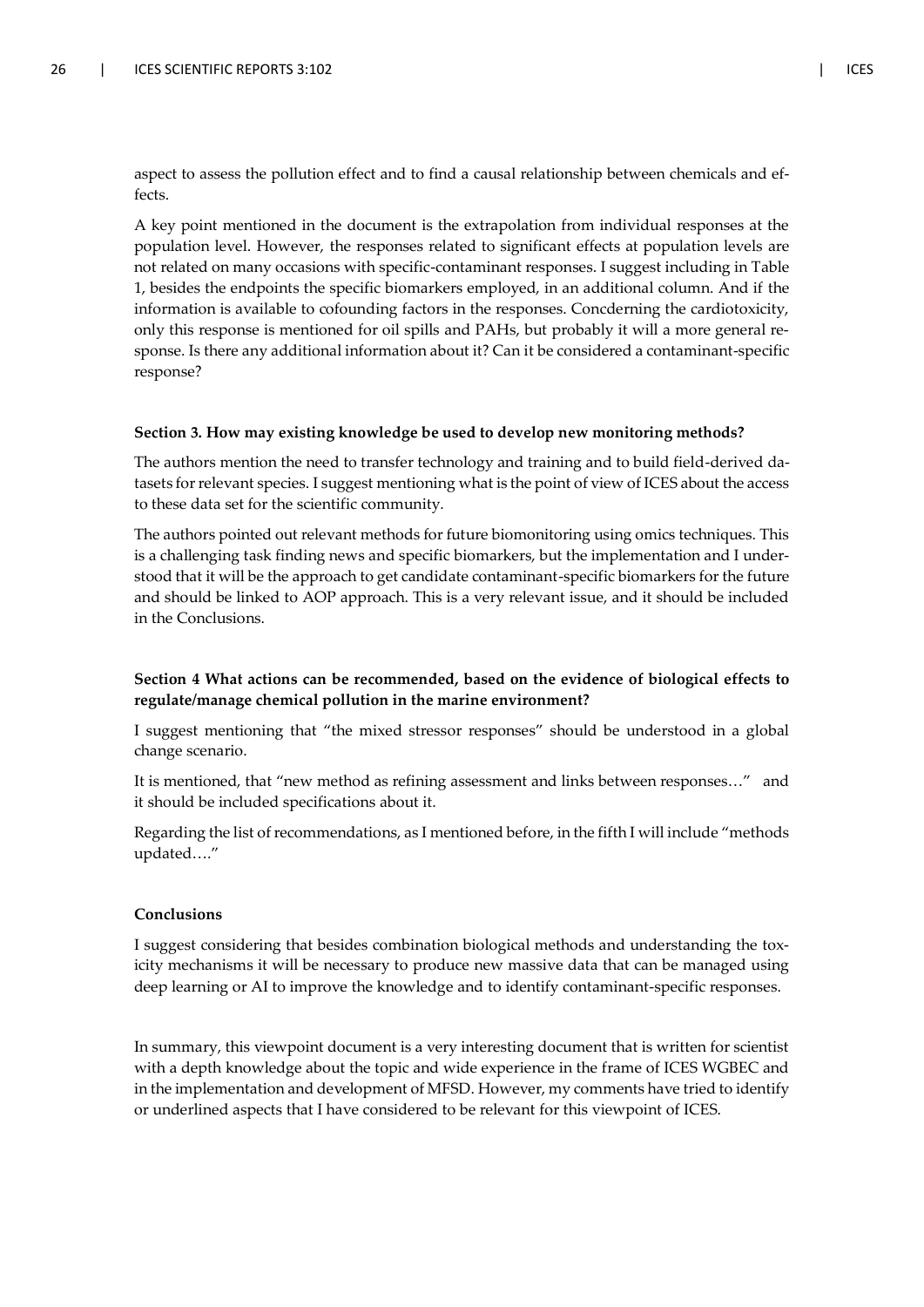aspect to assess the pollution effect and to find a causal relationship between chemicals and effects.

A key point mentioned in the document is the extrapolation from individual responses at the population level. However, the responses related to significant effects at population levels are not related on many occasions with specific-contaminant responses. I suggest including in Table 1, besides the endpoints the specific biomarkers employed, in an additional column. And if the information is available to cofounding factors in the responses. Concderning the cardiotoxicity, only this response is mentioned for oil spills and PAHs, but probably it will a more general response. Is there any additional information about it? Can it be considered a contaminant-specific response?

**Section 3. How may existing knowledge be used to develop new monitoring methods?**

The authors mention the need to transfer technology and training and to build field-derived datasets for relevant species. I suggest mentioning what is the point of view of ICES about the access to these data set for the scientific community.

The authors pointed out relevant methods for future biomonitoring using omics techniques. This is a challenging task finding news and specific biomarkers, but the implementation and I understood that it will be the approach to get candidate contaminant-specific biomarkers for the future and should be linked to AOP approach. This is a very relevant issue, and it should be included in the Conclusions.

**Section 4 What actions can be recommended, based on the evidence of biological effects to regulate/manage chemical pollution in the marine environment?**

I suggest mentioning that "the mixed stressor responses" should be understood in a global change scenario.

It is mentioned, that "new method as refining assessment and links between responses…" and it should be included specifications about it.

Regarding the list of recommendations, as I mentioned before, in the fifth I will include "methods updated…."

**Conclusions**

I suggest considering that besides combination biological methods and understanding the toxicity mechanisms it will be necessary to produce new massive data that can be managed using deep learning or AI to improve the knowledge and to identify contaminant-specific responses.

In summary, this viewpoint document is a very interesting document that is written for scientist with a depth knowledge about the topic and wide experience in the frame of ICES WGBEC and in the implementation and development of MFSD. However, my comments have tried to identify or underlined aspects that I have considered to be relevant for this viewpoint of ICES.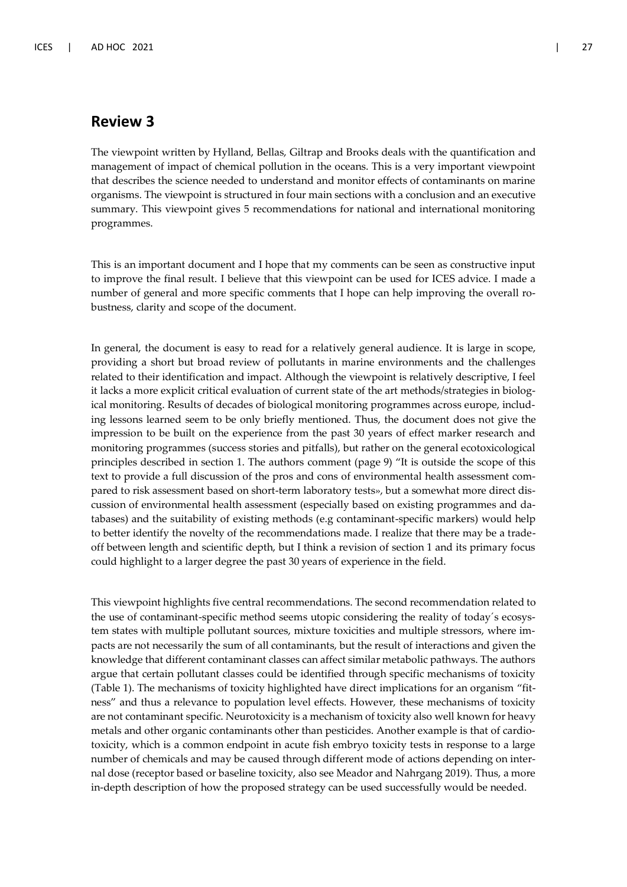## Review 3

The viewpoint written by Hylland, Bellas, Giltrap and Brooks deals with the quantification and management of impact of chemical pollution in the oceans. This is a very important viewpoint that describes the science needed to understand and monitor effects of contaminants on marine organisms. The viewpoint is structured in four main sections with a conclusion and an executive summary. This viewpoint gives 5 recommendations for national and international monitoring programmes.

This is an important document and I hope that my comments can be seen as constructive input to improve the final result. I believe that this viewpoint can be used for ICES advice. I made a number of general and more specific comments that I hope can help improving the overall robustness, clarity and scope of the document.

In general, the document is easy to read for a relatively general audience. It is large in scope, providing a short but broad review of pollutants in marine environments and the challenges related to their identification and impact. Although the viewpoint is relatively descriptive, I feel it lacks a more explicit critical evaluation of current state of the art methods/strategies in biological monitoring. Results of decades of biological monitoring programmes across europe, including lessons learned seem to be only briefly mentioned. Thus, the document does not give the impression to be built on the experience from the past 30 years of effect marker research and monitoring programmes (success stories and pitfalls), but rather on the general ecotoxicological principles described in section 1. The authors comment (page 9) "It is outside the scope of this text to provide a full discussion of the pros and cons of environmental health assessment compared to risk assessment based on short-term laboratory tests», but a somewhat more direct discussion of environmental health assessment (especially based on existing programmes and databases) and the suitability of existing methods (e.g contaminant-specific markers) would help to better identify the novelty of the recommendations made. I realize that there may be a trade-off between length and scientific depth, but I think a revision of section 1 and its primary focus could highlight to a larger degree the past 30 years of experience in the field.

This viewpoint highlights five central recommendations. The second recommendation related to the use of contaminant-specific method seems utopic considering the reality of today´s ecosystem states with multiple pollutant sources, mixture toxicities and multiple stressors, where impacts are not necessarily the sum of all contaminants, but the result of interactions and given the knowledge that different contaminant classes can affect similar metabolic pathways. The authors argue that certain pollutant classes could be identified through specific mechanisms of toxicity (Table 1). The mechanisms of toxicity highlighted have direct implications for an organism "fitness" and thus a relevance to population level effects. However, these mechanisms of toxicity are not contaminant specific. Neurotoxicity is a mechanism of toxicity also well known for heavy metals and other organic contaminants other than pesticides. Another example is that of cardiotoxicity, which is a common endpoint in acute fish embryo toxicity tests in response to a large number of chemicals and may be caused through different mode of actions depending on internal dose (receptor based or baseline toxicity, also see Meador and Nahrgang 2019). Thus, a more in-depth description of how the proposed strategy can be used successfully would be needed.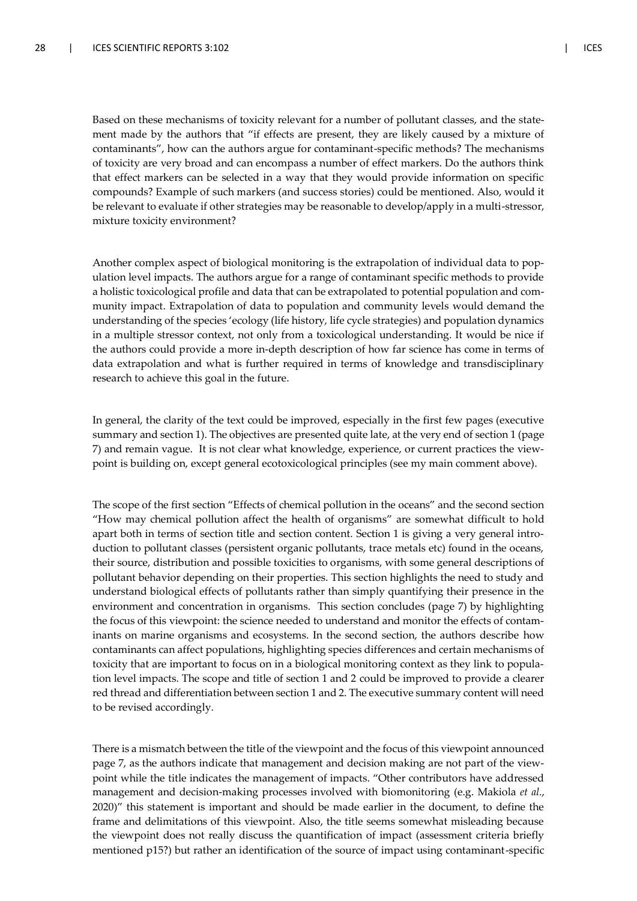Based on these mechanisms of toxicity relevant for a number of pollutant classes, and the statement made by the authors that "if effects are present, they are likely caused by a mixture of contaminants", how can the authors argue for contaminant-specific methods? The mechanisms of toxicity are very broad and can encompass a number of effect markers. Do the authors think that effect markers can be selected in a way that they would provide information on specific compounds? Example of such markers (and success stories) could be mentioned. Also, would it be relevant to evaluate if other strategies may be reasonable to develop/apply in a multi-stressor, mixture toxicity environment?

Another complex aspect of biological monitoring is the extrapolation of individual data to population level impacts. The authors argue for a range of contaminant specific methods to provide a holistic toxicological profile and data that can be extrapolated to potential population and community impact. Extrapolation of data to population and community levels would demand the understanding of the species 'ecology (life history, life cycle strategies) and population dynamics in a multiple stressor context, not only from a toxicological understanding. It would be nice if the authors could provide a more in-depth description of how far science has come in terms of data extrapolation and what is further required in terms of knowledge and transdisciplinary research to achieve this goal in the future.

In general, the clarity of the text could be improved, especially in the first few pages (executive summary and section 1). The objectives are presented quite late, at the very end of section 1 (page 7) and remain vague. It is not clear what knowledge, experience, or current practices the viewpoint is building on, except general ecotoxicological principles (see my main comment above).

The scope of the first section "Effects of chemical pollution in the oceans" and the second section "How may chemical pollution affect the health of organisms" are somewhat difficult to hold apart both in terms of section title and section content. Section 1 is giving a very general introduction to pollutant classes (persistent organic pollutants, trace metals etc) found in the oceans, their source, distribution and possible toxicities to organisms, with some general descriptions of pollutant behavior depending on their properties. This section highlights the need to study and understand biological effects of pollutants rather than simply quantifying their presence in the environment and concentration in organisms. This section concludes (page 7) by highlighting the focus of this viewpoint: the science needed to understand and monitor the effects of contaminants on marine organisms and ecosystems. In the second section, the authors describe how contaminants can affect populations, highlighting species differences and certain mechanisms of toxicity that are important to focus on in a biological monitoring context as they link to population level impacts. The scope and title of section 1 and 2 could be improved to provide a clearer red thread and differentiation between section 1 and 2. The executive summary content will need to be revised accordingly.

There is a mismatch between the title of the viewpoint and the focus of this viewpoint announced page 7, as the authors indicate that management and decision making are not part of the viewpoint while the title indicates the management of impacts. "Other contributors have addressed management and decision-making processes involved with biomonitoring (e.g. Makiola *et al.*, 2020)" this statement is important and should be made earlier in the document, to define the frame and delimitations of this viewpoint. Also, the title seems somewhat misleading because the viewpoint does not really discuss the quantification of impact (assessment criteria briefly mentioned p15?) but rather an identification of the source of impact using contaminant-specific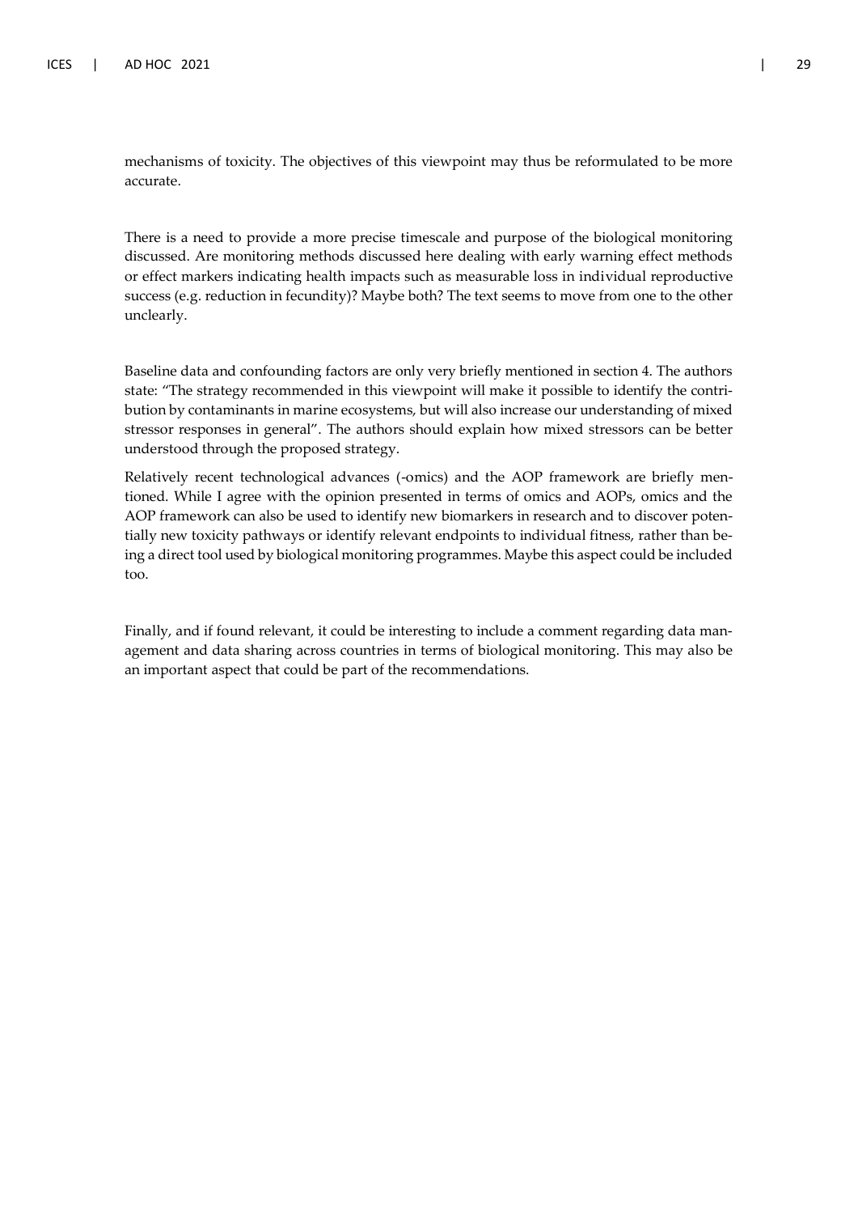mechanisms of toxicity. The objectives of this viewpoint may thus be reformulated to be more accurate.

There is a need to provide a more precise timescale and purpose of the biological monitoring discussed. Are monitoring methods discussed here dealing with early warning effect methods or effect markers indicating health impacts such as measurable loss in individual reproductive success (e.g. reduction in fecundity)? Maybe both? The text seems to move from one to the other unclearly.

Baseline data and confounding factors are only very briefly mentioned in section 4. The authors state: "The strategy recommended in this viewpoint will make it possible to identify the contribution by contaminants in marine ecosystems, but will also increase our understanding of mixed stressor responses in general". The authors should explain how mixed stressors can be better understood through the proposed strategy.

Relatively recent technological advances (-omics) and the AOP framework are briefly mentioned. While I agree with the opinion presented in terms of omics and AOPs, omics and the AOP framework can also be used to identify new biomarkers in research and to discover potentially new toxicity pathways or identify relevant endpoints to individual fitness, rather than being a direct tool used by biological monitoring programmes. Maybe this aspect could be included too.

Finally, and if found relevant, it could be interesting to include a comment regarding data management and data sharing across countries in terms of biological monitoring. This may also be an important aspect that could be part of the recommendations.